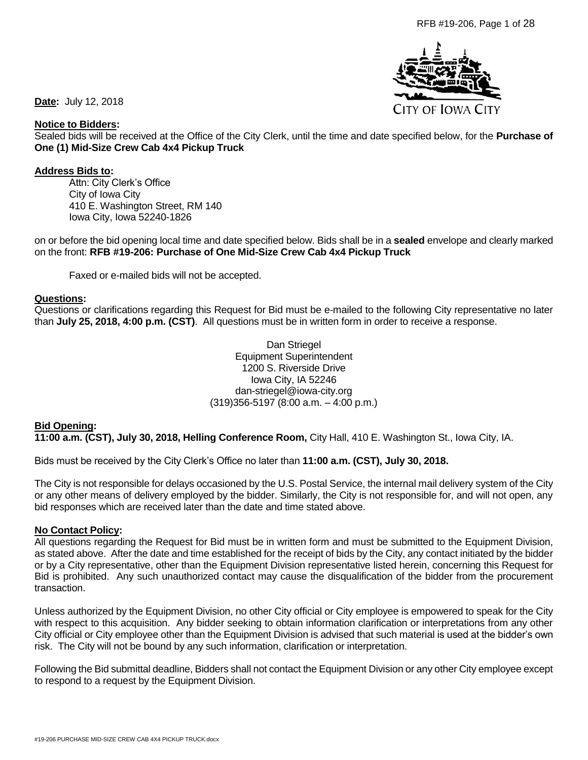CITY OF IOWA CITY

**Date:** July 12, 2018

**Notice to Bidders:**

Sealed bids will be received at the Office of the City Clerk, until the time and date specified below, for the **Purchase of One (1) Mid-Size Crew Cab 4x4 Pickup Truck**

**Address Bids to:**

Attn: City Clerk's Office
City of Iowa City
410 E. Washington Street, RM 140
Iowa City, Iowa 52240-1826

on or before the bid opening local time and date specified below. Bids shall be in a **sealed** envelope and clearly marked on the front: **RFB #19-206: Purchase of One Mid-Size Crew Cab 4x4 Pickup Truck**

Faxed or e-mailed bids will not be accepted.

**Questions:**

Questions or clarifications regarding this Request for Bid must be e-mailed to the following City representative no later than **July 25, 2018, 4:00 p.m. (CST)**. All questions must be in written form in order to receive a response.

Dan Striegel
Equipment Superintendent
1200 S. Riverside Drive
Iowa City, IA 52246
dan-striegel@iowa-city.org
(319)356-5197 (8:00 a.m. – 4:00 p.m.)

**Bid Opening:**

**11:00 a.m. (CST), July 30, 2018, Helling Conference Room,** City Hall, 410 E. Washington St., Iowa City, IA.

Bids must be received by the City Clerk's Office no later than **11:00 a.m. (CST), July 30, 2018.**

The City is not responsible for delays occasioned by the U.S. Postal Service, the internal mail delivery system of the City or any other means of delivery employed by the bidder. Similarly, the City is not responsible for, and will not open, any bid responses which are received later than the date and time stated above.

**No Contact Policy:**

All questions regarding the Request for Bid must be in written form and must be submitted to the Equipment Division, as stated above. After the date and time established for the receipt of bids by the City, any contact initiated by the bidder or by a City representative, other than the Equipment Division representative listed herein, concerning this Request for Bid is prohibited. Any such unauthorized contact may cause the disqualification of the bidder from the procurement transaction.

Unless authorized by the Equipment Division, no other City official or City employee is empowered to speak for the City with respect to this acquisition. Any bidder seeking to obtain information clarification or interpretations from any other City official or City employee other than the Equipment Division is advised that such material is used at the bidder's own risk. The City will not be bound by any such information, clarification or interpretation.

Following the Bid submittal deadline, Bidders shall not contact the Equipment Division or any other City employee except to respond to a request by the Equipment Division.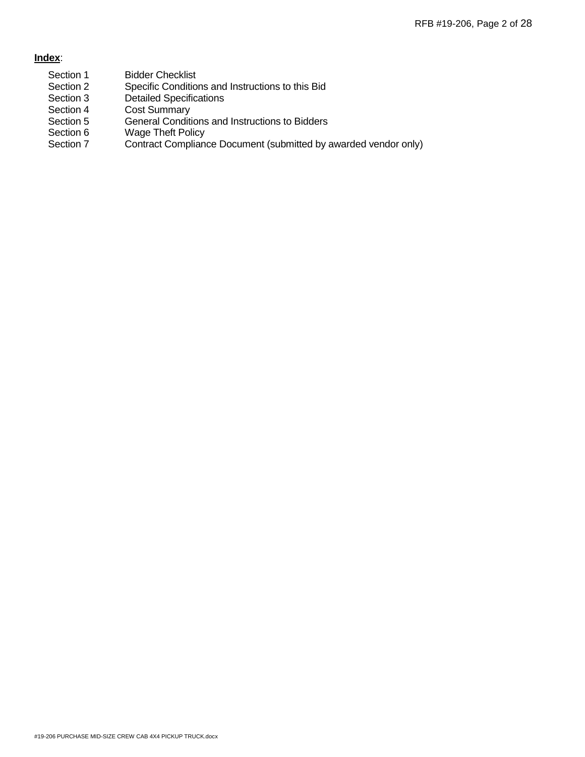**Index**:

| | |
|---|---|
| Section 1 | Bidder Checklist |
| Section 2 | Specific Conditions and Instructions to this Bid |
| Section 3 | Detailed Specifications |
| Section 4 | Cost Summary |
| Section 5 | General Conditions and Instructions to Bidders |
| Section 6 | Wage Theft Policy |
| Section 7 | Contract Compliance Document (submitted by awarded vendor only) |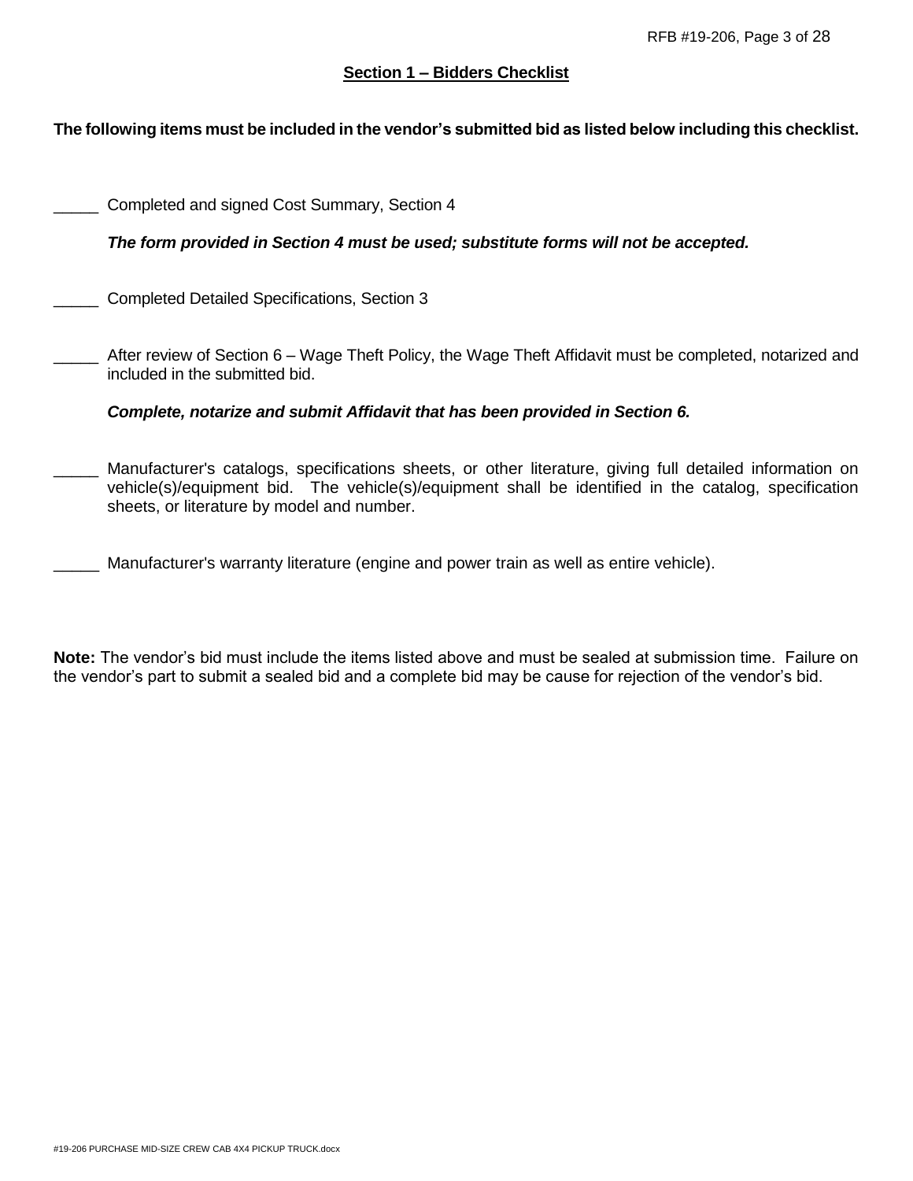## Section 1 – Bidders Checklist

**The following items must be included in the vendor's submitted bid as listed below including this checklist.**

_____ Completed and signed Cost Summary, Section 4

***The form provided in Section 4 must be used; substitute forms will not be accepted.***

_____ Completed Detailed Specifications, Section 3

_____ After review of Section 6 – Wage Theft Policy, the Wage Theft Affidavit must be completed, notarized and included in the submitted bid.

***Complete, notarize and submit Affidavit that has been provided in Section 6.***

_____ Manufacturer's catalogs, specifications sheets, or other literature, giving full detailed information on vehicle(s)/equipment bid. The vehicle(s)/equipment shall be identified in the catalog, specification sheets, or literature by model and number.

_____ Manufacturer's warranty literature (engine and power train as well as entire vehicle).

**Note:** The vendor's bid must include the items listed above and must be sealed at submission time. Failure on the vendor's part to submit a sealed bid and a complete bid may be cause for rejection of the vendor's bid.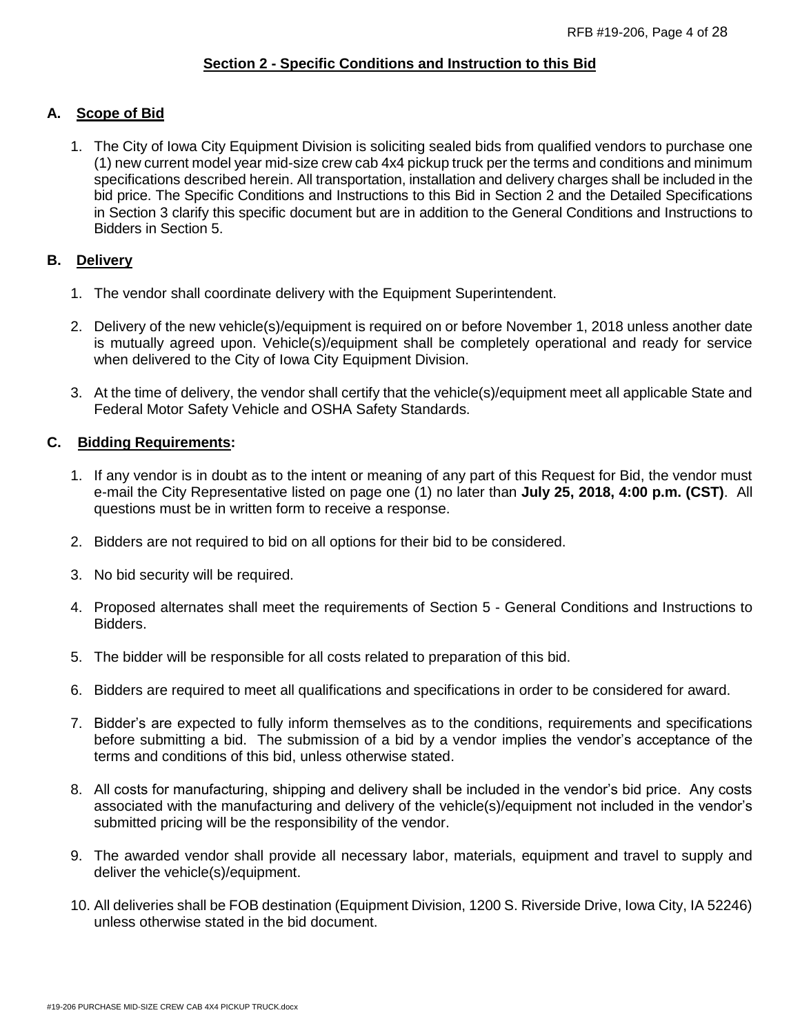## Section 2 - Specific Conditions and Instruction to this Bid

### A. Scope of Bid

1. The City of Iowa City Equipment Division is soliciting sealed bids from qualified vendors to purchase one (1) new current model year mid-size crew cab 4x4 pickup truck per the terms and conditions and minimum specifications described herein. All transportation, installation and delivery charges shall be included in the bid price. The Specific Conditions and Instructions to this Bid in Section 2 and the Detailed Specifications in Section 3 clarify this specific document but are in addition to the General Conditions and Instructions to Bidders in Section 5.

### B. Delivery

1. The vendor shall coordinate delivery with the Equipment Superintendent.
2. Delivery of the new vehicle(s)/equipment is required on or before November 1, 2018 unless another date is mutually agreed upon. Vehicle(s)/equipment shall be completely operational and ready for service when delivered to the City of Iowa City Equipment Division.
3. At the time of delivery, the vendor shall certify that the vehicle(s)/equipment meet all applicable State and Federal Motor Safety Vehicle and OSHA Safety Standards.

### C. Bidding Requirements:

1. If any vendor is in doubt as to the intent or meaning of any part of this Request for Bid, the vendor must e-mail the City Representative listed on page one (1) no later than **July 25, 2018, 4:00 p.m. (CST)**. All questions must be in written form to receive a response.
2. Bidders are not required to bid on all options for their bid to be considered.
3. No bid security will be required.
4. Proposed alternates shall meet the requirements of Section 5 - General Conditions and Instructions to Bidders.
5. The bidder will be responsible for all costs related to preparation of this bid.
6. Bidders are required to meet all qualifications and specifications in order to be considered for award.
7. Bidder's are expected to fully inform themselves as to the conditions, requirements and specifications before submitting a bid. The submission of a bid by a vendor implies the vendor's acceptance of the terms and conditions of this bid, unless otherwise stated.
8. All costs for manufacturing, shipping and delivery shall be included in the vendor's bid price. Any costs associated with the manufacturing and delivery of the vehicle(s)/equipment not included in the vendor's submitted pricing will be the responsibility of the vendor.
9. The awarded vendor shall provide all necessary labor, materials, equipment and travel to supply and deliver the vehicle(s)/equipment.
10. All deliveries shall be FOB destination (Equipment Division, 1200 S. Riverside Drive, Iowa City, IA 52246) unless otherwise stated in the bid document.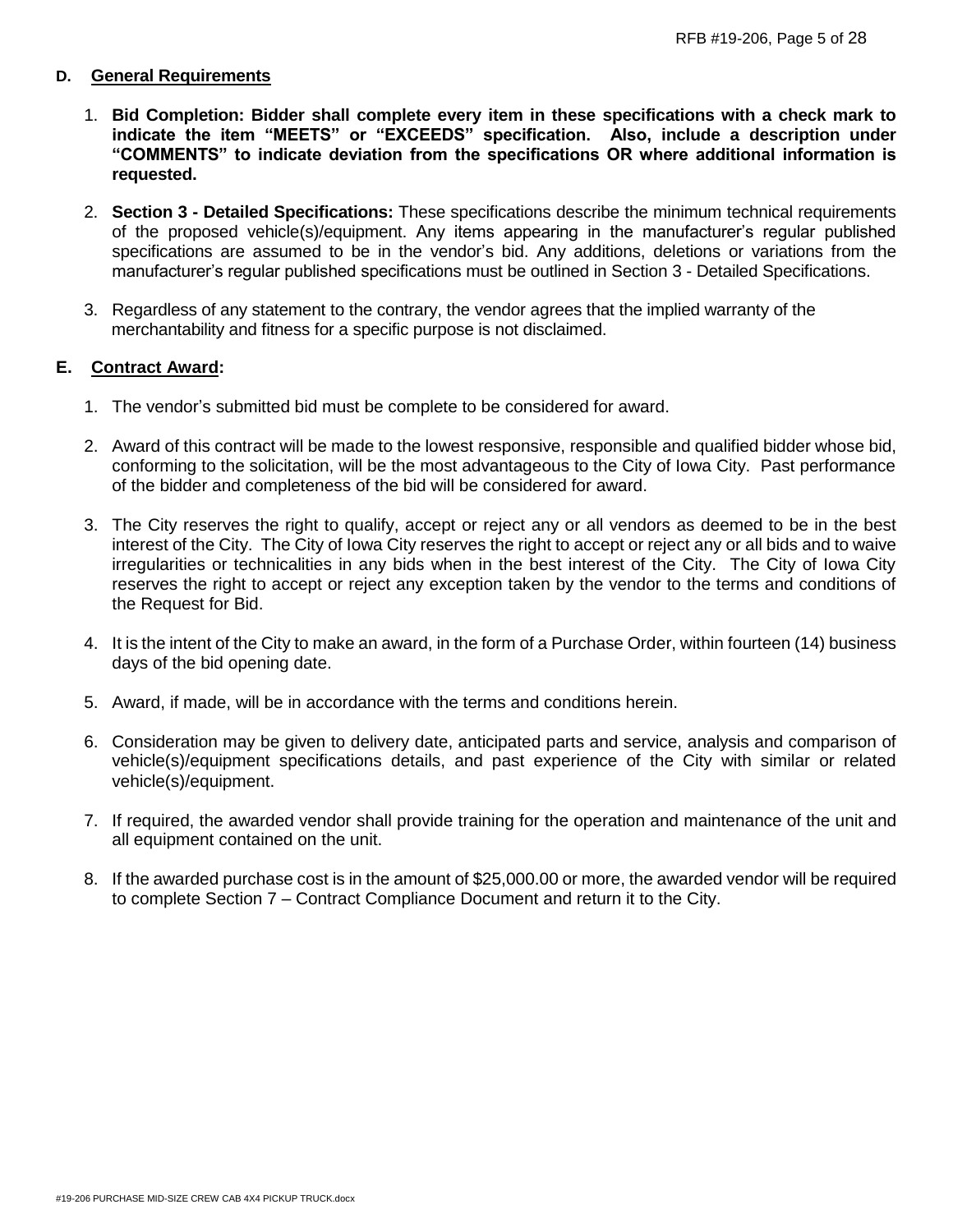### D. General Requirements

1. **Bid Completion: Bidder shall complete every item in these specifications with a check mark to indicate the item "MEETS" or "EXCEEDS" specification. Also, include a description under "COMMENTS" to indicate deviation from the specifications OR where additional information is requested.**

2. **Section 3 - Detailed Specifications:** These specifications describe the minimum technical requirements of the proposed vehicle(s)/equipment. Any items appearing in the manufacturer's regular published specifications are assumed to be in the vendor's bid. Any additions, deletions or variations from the manufacturer's regular published specifications must be outlined in Section 3 - Detailed Specifications.

3. Regardless of any statement to the contrary, the vendor agrees that the implied warranty of the merchantability and fitness for a specific purpose is not disclaimed.

### E. Contract Award:

1. The vendor's submitted bid must be complete to be considered for award.

2. Award of this contract will be made to the lowest responsive, responsible and qualified bidder whose bid, conforming to the solicitation, will be the most advantageous to the City of Iowa City. Past performance of the bidder and completeness of the bid will be considered for award.

3. The City reserves the right to qualify, accept or reject any or all vendors as deemed to be in the best interest of the City. The City of Iowa City reserves the right to accept or reject any or all bids and to waive irregularities or technicalities in any bids when in the best interest of the City. The City of Iowa City reserves the right to accept or reject any exception taken by the vendor to the terms and conditions of the Request for Bid.

4. It is the intent of the City to make an award, in the form of a Purchase Order, within fourteen (14) business days of the bid opening date.

5. Award, if made, will be in accordance with the terms and conditions herein.

6. Consideration may be given to delivery date, anticipated parts and service, analysis and comparison of vehicle(s)/equipment specifications details, and past experience of the City with similar or related vehicle(s)/equipment.

7. If required, the awarded vendor shall provide training for the operation and maintenance of the unit and all equipment contained on the unit.

8. If the awarded purchase cost is in the amount of $25,000.00 or more, the awarded vendor will be required to complete Section 7 – Contract Compliance Document and return it to the City.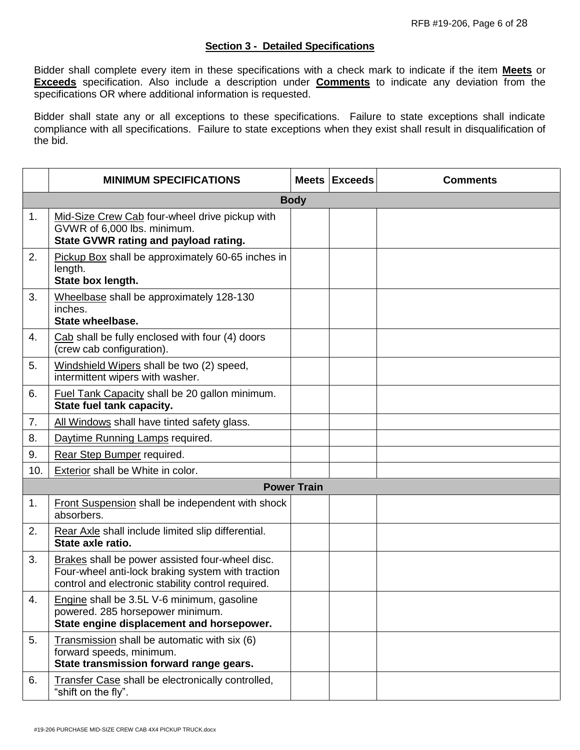## Section 3 - Detailed Specifications

Bidder shall complete every item in these specifications with a check mark to indicate if the item **Meets** or **Exceeds** specification. Also include a description under **Comments** to indicate any deviation from the specifications OR where additional information is requested.

Bidder shall state any or all exceptions to these specifications. Failure to state exceptions shall indicate compliance with all specifications. Failure to state exceptions when they exist shall result in disqualification of the bid.

| | MINIMUM SPECIFICATIONS | Meets | Exceeds | Comments |
|---|---|---|---|---|
| | **Body** | | | |
| 1. | Mid-Size Crew Cab four-wheel drive pickup with GVWR of 6,000 lbs. minimum. **State GVWR rating and payload rating.** | | | |
| 2. | Pickup Box shall be approximately 60-65 inches in length. **State box length.** | | | |
| 3. | Wheelbase shall be approximately 128-130 inches. **State wheelbase.** | | | |
| 4. | Cab shall be fully enclosed with four (4) doors (crew cab configuration). | | | |
| 5. | Windshield Wipers shall be two (2) speed, intermittent wipers with washer. | | | |
| 6. | Fuel Tank Capacity shall be 20 gallon minimum. **State fuel tank capacity.** | | | |
| 7. | All Windows shall have tinted safety glass. | | | |
| 8. | Daytime Running Lamps required. | | | |
| 9. | Rear Step Bumper required. | | | |
| 10. | Exterior shall be White in color. | | | |
| | **Power Train** | | | |
| 1. | Front Suspension shall be independent with shock absorbers. | | | |
| 2. | Rear Axle shall include limited slip differential. **State axle ratio.** | | | |
| 3. | Brakes shall be power assisted four-wheel disc. Four-wheel anti-lock braking system with traction control and electronic stability control required. | | | |
| 4. | Engine shall be 3.5L V-6 minimum, gasoline powered. 285 horsepower minimum. **State engine displacement and horsepower.** | | | |
| 5. | Transmission shall be automatic with six (6) forward speeds, minimum. **State transmission forward range gears.** | | | |
| 6. | Transfer Case shall be electronically controlled, "shift on the fly". | | | |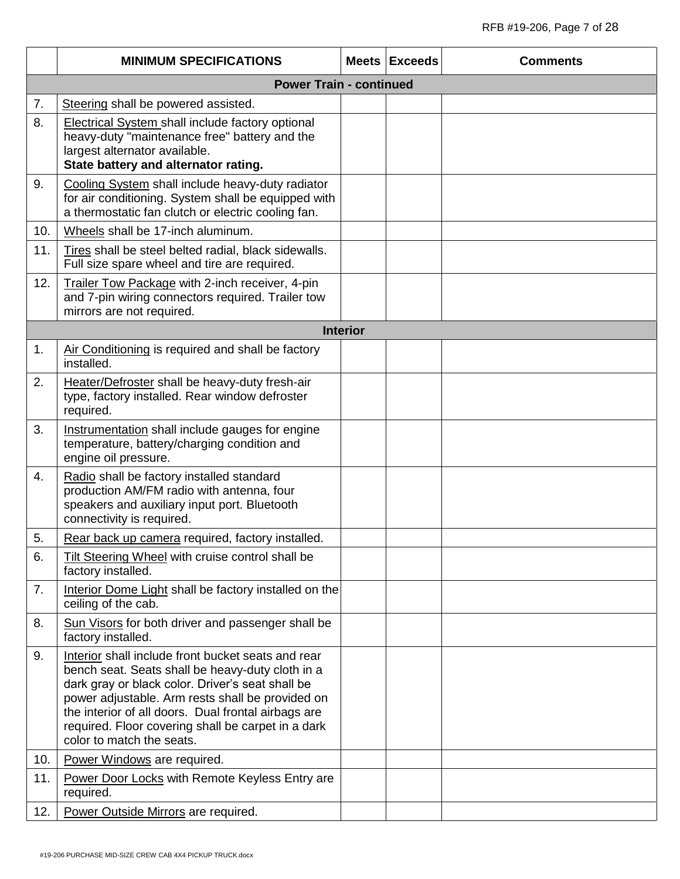|  | MINIMUM SPECIFICATIONS | Meets | Exceeds | Comments |
|---|---|---|---|---|
| **Power Train - continued** | | | | |
| 7. | Steering shall be powered assisted. | | | |
| 8. | Electrical System shall include factory optional heavy-duty "maintenance free" battery and the largest alternator available. **State battery and alternator rating.** | | | |
| 9. | Cooling System shall include heavy-duty radiator for air conditioning. System shall be equipped with a thermostatic fan clutch or electric cooling fan. | | | |
| 10. | Wheels shall be 17-inch aluminum. | | | |
| 11. | Tires shall be steel belted radial, black sidewalls. Full size spare wheel and tire are required. | | | |
| 12. | Trailer Tow Package with 2-inch receiver, 4-pin and 7-pin wiring connectors required. Trailer tow mirrors are not required. | | | |
| **Interior** | | | | |
| 1. | Air Conditioning is required and shall be factory installed. | | | |
| 2. | Heater/Defroster shall be heavy-duty fresh-air type, factory installed. Rear window defroster required. | | | |
| 3. | Instrumentation shall include gauges for engine temperature, battery/charging condition and engine oil pressure. | | | |
| 4. | Radio shall be factory installed standard production AM/FM radio with antenna, four speakers and auxiliary input port. Bluetooth connectivity is required. | | | |
| 5. | Rear back up camera required, factory installed. | | | |
| 6. | Tilt Steering Wheel with cruise control shall be factory installed. | | | |
| 7. | Interior Dome Light shall be factory installed on the ceiling of the cab. | | | |
| 8. | Sun Visors for both driver and passenger shall be factory installed. | | | |
| 9. | Interior shall include front bucket seats and rear bench seat. Seats shall be heavy-duty cloth in a dark gray or black color. Driver's seat shall be power adjustable. Arm rests shall be provided on the interior of all doors. Dual frontal airbags are required. Floor covering shall be carpet in a dark color to match the seats. | | | |
| 10. | Power Windows are required. | | | |
| 11. | Power Door Locks with Remote Keyless Entry are required. | | | |
| 12. | Power Outside Mirrors are required. | | | |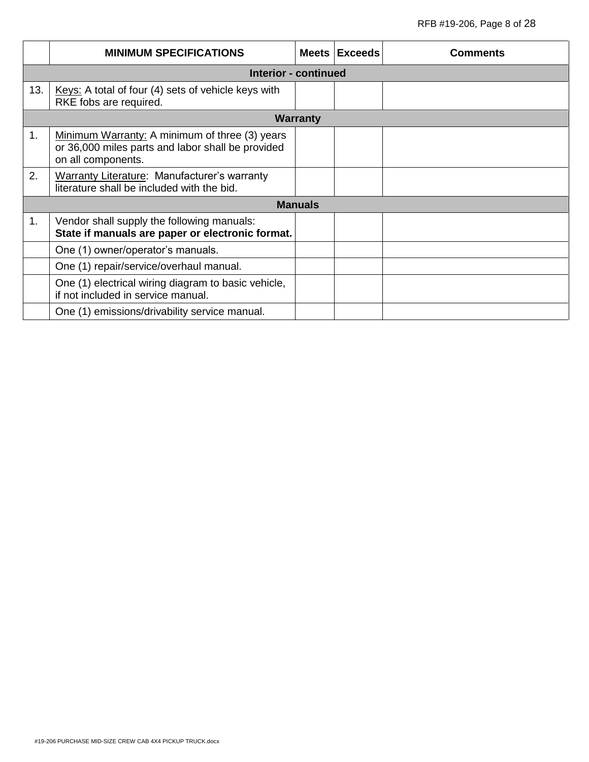| | MINIMUM SPECIFICATIONS | Meets | Exceeds | Comments |
|---|---|---|---|---|
| **Interior - continued** | | | | |
| 13. | <u>Keys:</u> A total of four (4) sets of vehicle keys with RKE fobs are required. | | | |
| **Warranty** | | | | |
| 1. | <u>Minimum Warranty:</u> A minimum of three (3) years or 36,000 miles parts and labor shall be provided on all components. | | | |
| 2. | <u>Warranty Literature</u>: Manufacturer's warranty literature shall be included with the bid. | | | |
| **Manuals** | | | | |
| 1. | Vendor shall supply the following manuals: **State if manuals are paper or electronic format.** | | | |
| | One (1) owner/operator's manuals. | | | |
| | One (1) repair/service/overhaul manual. | | | |
| | One (1) electrical wiring diagram to basic vehicle, if not included in service manual. | | | |
| | One (1) emissions/drivability service manual. | | | |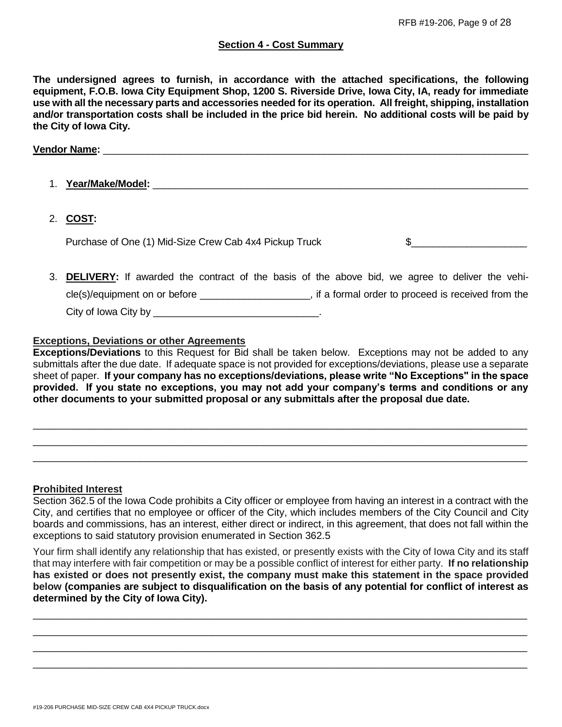## Section 4 - Cost Summary

**The undersigned agrees to furnish, in accordance with the attached specifications, the following equipment, F.O.B. Iowa City Equipment Shop, 1200 S. Riverside Drive, Iowa City, IA, ready for immediate use with all the necessary parts and accessories needed for its operation. All freight, shipping, installation and/or transportation costs shall be included in the price bid herein. No additional costs will be paid by the City of Iowa City.**

**Vendor Name:** ______________________________________________________________________________

1. **Year/Make/Model:** ______________________________________________________________________

2. **COST:**

   Purchase of One (1) Mid-Size Crew Cab 4x4 Pickup Truck $____________________

3. **DELIVERY:** If awarded the contract of the basis of the above bid, we agree to deliver the vehicle(s)/equipment on or before ___________________, if a formal order to proceed is received from the City of Iowa City by _____________________________.

**Exceptions, Deviations or other Agreements**

**Exceptions/Deviations** to this Request for Bid shall be taken below. Exceptions may not be added to any submittals after the due date. If adequate space is not provided for exceptions/deviations, please use a separate sheet of paper. **If your company has no exceptions/deviations, please write "No Exceptions" in the space provided. If you state no exceptions, you may not add your company's terms and conditions or any other documents to your submitted proposal or any submittals after the proposal due date.**

______________________________________________________________________________________________

______________________________________________________________________________________________

______________________________________________________________________________________________

**Prohibited Interest**

Section 362.5 of the Iowa Code prohibits a City officer or employee from having an interest in a contract with the City, and certifies that no employee or officer of the City, which includes members of the City Council and City boards and commissions, has an interest, either direct or indirect, in this agreement, that does not fall within the exceptions to said statutory provision enumerated in Section 362.5

Your firm shall identify any relationship that has existed, or presently exists with the City of Iowa City and its staff that may interfere with fair competition or may be a possible conflict of interest for either party. **If no relationship has existed or does not presently exist, the company must make this statement in the space provided below (companies are subject to disqualification on the basis of any potential for conflict of interest as determined by the City of Iowa City).**

______________________________________________________________________________________________

______________________________________________________________________________________________

______________________________________________________________________________________________

______________________________________________________________________________________________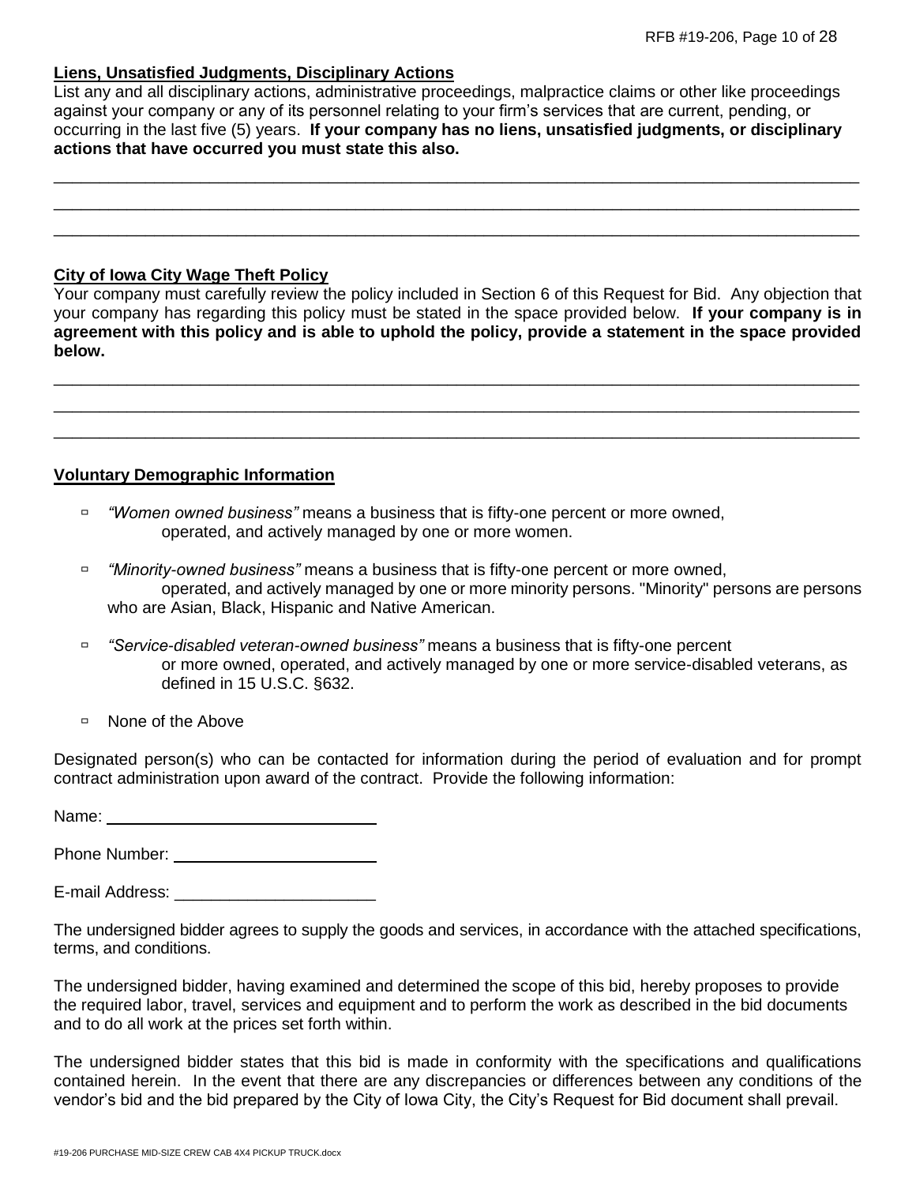**Liens, Unsatisfied Judgments, Disciplinary Actions**

List any and all disciplinary actions, administrative proceedings, malpractice claims or other like proceedings against your company or any of its personnel relating to your firm's services that are current, pending, or occurring in the last five (5) years. **If your company has no liens, unsatisfied judgments, or disciplinary actions that have occurred you must state this also.**

\_\_\_\_\_\_\_\_\_\_\_\_\_\_\_\_\_\_\_\_\_\_\_\_\_\_\_\_\_\_\_\_\_\_\_\_\_\_\_\_\_\_\_\_\_\_\_\_\_\_\_\_\_\_\_\_\_\_\_\_\_\_\_\_\_\_\_\_\_\_\_\_\_\_\_\_\_\_

\_\_\_\_\_\_\_\_\_\_\_\_\_\_\_\_\_\_\_\_\_\_\_\_\_\_\_\_\_\_\_\_\_\_\_\_\_\_\_\_\_\_\_\_\_\_\_\_\_\_\_\_\_\_\_\_\_\_\_\_\_\_\_\_\_\_\_\_\_\_\_\_\_\_\_\_\_\_

\_\_\_\_\_\_\_\_\_\_\_\_\_\_\_\_\_\_\_\_\_\_\_\_\_\_\_\_\_\_\_\_\_\_\_\_\_\_\_\_\_\_\_\_\_\_\_\_\_\_\_\_\_\_\_\_\_\_\_\_\_\_\_\_\_\_\_\_\_\_\_\_\_\_\_\_\_\_

**City of Iowa City Wage Theft Policy**

Your company must carefully review the policy included in Section 6 of this Request for Bid. Any objection that your company has regarding this policy must be stated in the space provided below. **If your company is in agreement with this policy and is able to uphold the policy, provide a statement in the space provided below.**

\_\_\_\_\_\_\_\_\_\_\_\_\_\_\_\_\_\_\_\_\_\_\_\_\_\_\_\_\_\_\_\_\_\_\_\_\_\_\_\_\_\_\_\_\_\_\_\_\_\_\_\_\_\_\_\_\_\_\_\_\_\_\_\_\_\_\_\_\_\_\_\_\_\_\_\_\_\_

\_\_\_\_\_\_\_\_\_\_\_\_\_\_\_\_\_\_\_\_\_\_\_\_\_\_\_\_\_\_\_\_\_\_\_\_\_\_\_\_\_\_\_\_\_\_\_\_\_\_\_\_\_\_\_\_\_\_\_\_\_\_\_\_\_\_\_\_\_\_\_\_\_\_\_\_\_\_

\_\_\_\_\_\_\_\_\_\_\_\_\_\_\_\_\_\_\_\_\_\_\_\_\_\_\_\_\_\_\_\_\_\_\_\_\_\_\_\_\_\_\_\_\_\_\_\_\_\_\_\_\_\_\_\_\_\_\_\_\_\_\_\_\_\_\_\_\_\_\_\_\_\_\_\_\_\_

**Voluntary Demographic Information**

- ☐ *"Women owned business"* means a business that is fifty-one percent or more owned, operated, and actively managed by one or more women.
- ☐ *"Minority-owned business"* means a business that is fifty-one percent or more owned, operated, and actively managed by one or more minority persons. "Minority" persons are persons who are Asian, Black, Hispanic and Native American.
- ☐ *"Service-disabled veteran-owned business"* means a business that is fifty-one percent or more owned, operated, and actively managed by one or more service-disabled veterans, as defined in 15 U.S.C. §632.
- ☐ None of the Above

Designated person(s) who can be contacted for information during the period of evaluation and for prompt contract administration upon award of the contract. Provide the following information:

Name: \_\_\_\_\_\_\_\_\_\_\_\_\_\_\_\_\_\_\_\_\_\_\_\_\_\_\_\_

Phone Number: \_\_\_\_\_\_\_\_\_\_\_\_\_\_\_\_\_\_\_\_\_\_

E-mail Address: \_\_\_\_\_\_\_\_\_\_\_\_\_\_\_\_\_\_\_\_\_\_

The undersigned bidder agrees to supply the goods and services, in accordance with the attached specifications, terms, and conditions.

The undersigned bidder, having examined and determined the scope of this bid, hereby proposes to provide the required labor, travel, services and equipment and to perform the work as described in the bid documents and to do all work at the prices set forth within.

The undersigned bidder states that this bid is made in conformity with the specifications and qualifications contained herein. In the event that there are any discrepancies or differences between any conditions of the vendor's bid and the bid prepared by the City of Iowa City, the City's Request for Bid document shall prevail.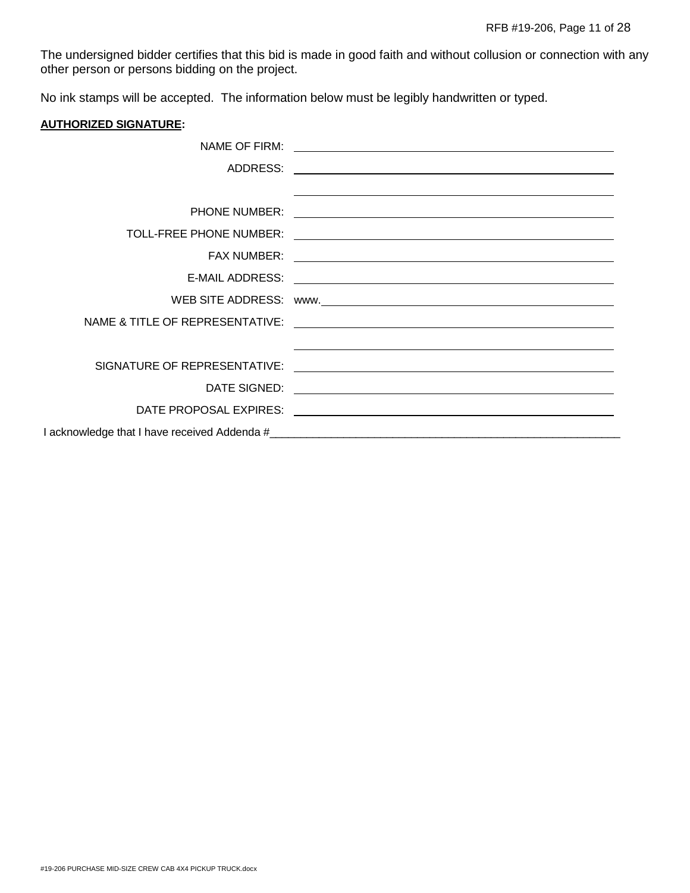The undersigned bidder certifies that this bid is made in good faith and without collusion or connection with any other person or persons bidding on the project.

No ink stamps will be accepted. The information below must be legibly handwritten or typed.

**AUTHORIZED SIGNATURE:**

NAME OF FIRM: ______________________________

ADDRESS: ______________________________

______________________________

PHONE NUMBER: ______________________________

TOLL-FREE PHONE NUMBER: ______________________________

FAX NUMBER: ______________________________

E-MAIL ADDRESS: ______________________________

WEB SITE ADDRESS: www.______________________________

NAME & TITLE OF REPRESENTATIVE: ______________________________

______________________________

SIGNATURE OF REPRESENTATIVE: ______________________________

DATE SIGNED: ______________________________

DATE PROPOSAL EXPIRES: ______________________________

I acknowledge that I have received Addenda #______________________________

#19-206 PURCHASE MID-SIZE CREW CAB 4X4 PICKUP TRUCK.docx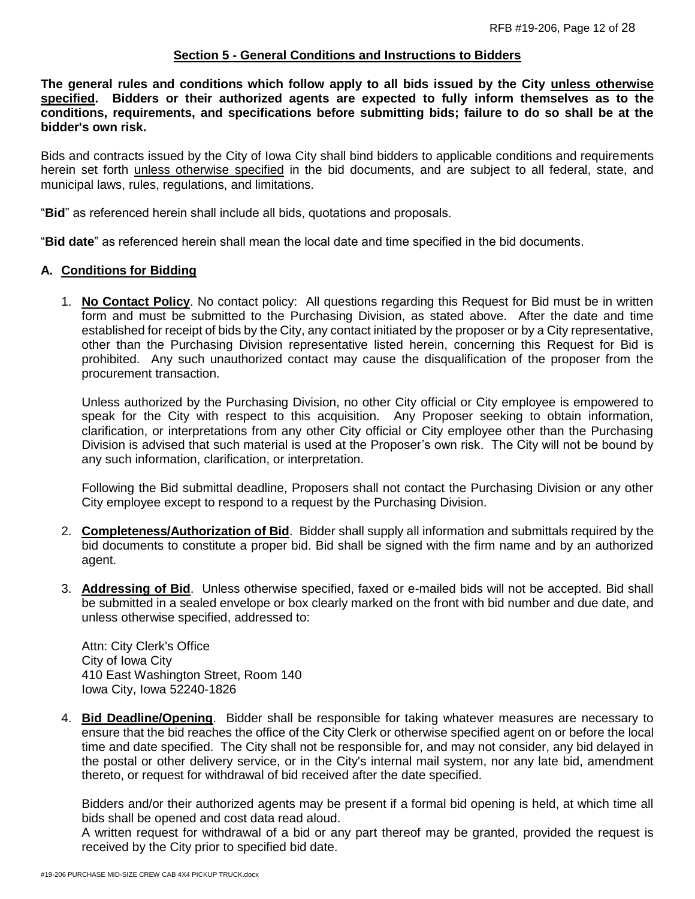## Section 5 - General Conditions and Instructions to Bidders

**The general rules and conditions which follow apply to all bids issued by the City unless otherwise specified. Bidders or their authorized agents are expected to fully inform themselves as to the conditions, requirements, and specifications before submitting bids; failure to do so shall be at the bidder's own risk.**

Bids and contracts issued by the City of Iowa City shall bind bidders to applicable conditions and requirements herein set forth unless otherwise specified in the bid documents, and are subject to all federal, state, and municipal laws, rules, regulations, and limitations.

"**Bid**" as referenced herein shall include all bids, quotations and proposals.

"**Bid date**" as referenced herein shall mean the local date and time specified in the bid documents.

### A. Conditions for Bidding

1. **No Contact Policy**. No contact policy: All questions regarding this Request for Bid must be in written form and must be submitted to the Purchasing Division, as stated above. After the date and time established for receipt of bids by the City, any contact initiated by the proposer or by a City representative, other than the Purchasing Division representative listed herein, concerning this Request for Bid is prohibited. Any such unauthorized contact may cause the disqualification of the proposer from the procurement transaction.

   Unless authorized by the Purchasing Division, no other City official or City employee is empowered to speak for the City with respect to this acquisition. Any Proposer seeking to obtain information, clarification, or interpretations from any other City official or City employee other than the Purchasing Division is advised that such material is used at the Proposer's own risk. The City will not be bound by any such information, clarification, or interpretation.

   Following the Bid submittal deadline, Proposers shall not contact the Purchasing Division or any other City employee except to respond to a request by the Purchasing Division.

2. **Completeness/Authorization of Bid**. Bidder shall supply all information and submittals required by the bid documents to constitute a proper bid. Bid shall be signed with the firm name and by an authorized agent.

3. **Addressing of Bid**. Unless otherwise specified, faxed or e-mailed bids will not be accepted. Bid shall be submitted in a sealed envelope or box clearly marked on the front with bid number and due date, and unless otherwise specified, addressed to:

   Attn: City Clerk's Office
   City of Iowa City
   410 East Washington Street, Room 140
   Iowa City, Iowa 52240-1826

4. **Bid Deadline/Opening**. Bidder shall be responsible for taking whatever measures are necessary to ensure that the bid reaches the office of the City Clerk or otherwise specified agent on or before the local time and date specified. The City shall not be responsible for, and may not consider, any bid delayed in the postal or other delivery service, or in the City's internal mail system, nor any late bid, amendment thereto, or request for withdrawal of bid received after the date specified.

   Bidders and/or their authorized agents may be present if a formal bid opening is held, at which time all bids shall be opened and cost data read aloud.
   A written request for withdrawal of a bid or any part thereof may be granted, provided the request is received by the City prior to specified bid date.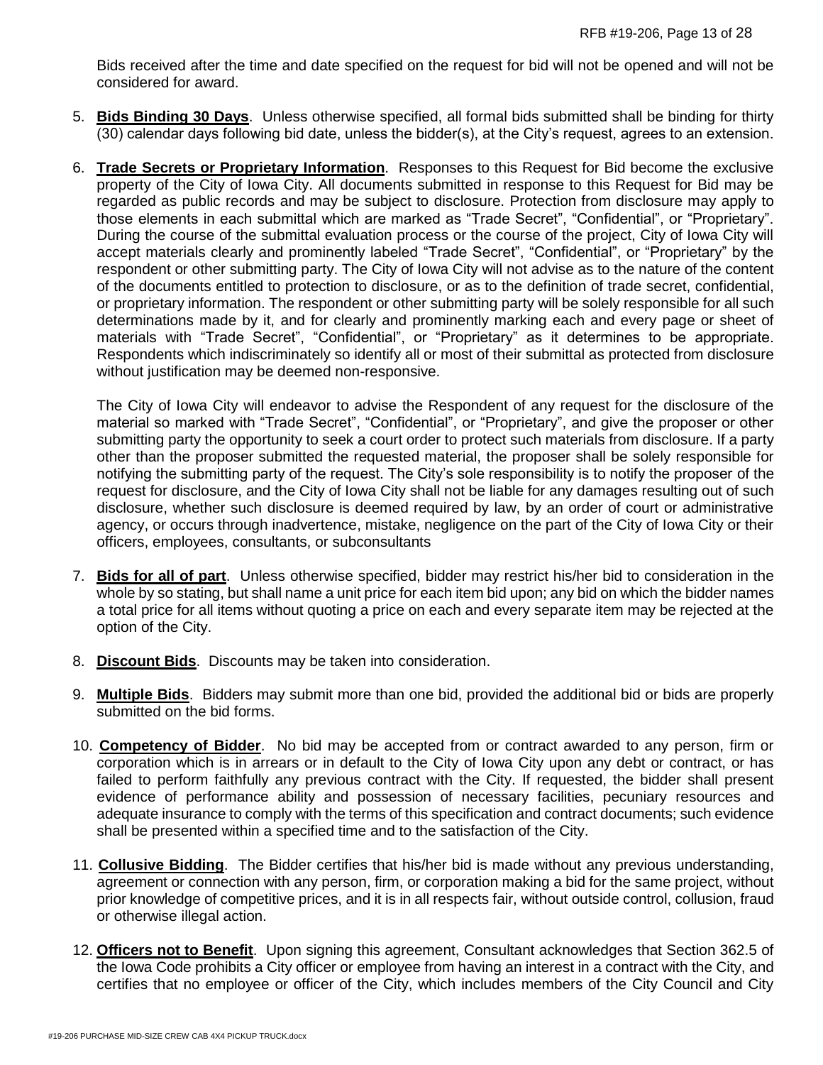Bids received after the time and date specified on the request for bid will not be opened and will not be considered for award.

5. **Bids Binding 30 Days**. Unless otherwise specified, all formal bids submitted shall be binding for thirty (30) calendar days following bid date, unless the bidder(s), at the City's request, agrees to an extension.

6. **Trade Secrets or Proprietary Information**. Responses to this Request for Bid become the exclusive property of the City of Iowa City. All documents submitted in response to this Request for Bid may be regarded as public records and may be subject to disclosure. Protection from disclosure may apply to those elements in each submittal which are marked as "Trade Secret", "Confidential", or "Proprietary". During the course of the submittal evaluation process or the course of the project, City of Iowa City will accept materials clearly and prominently labeled "Trade Secret", "Confidential", or "Proprietary" by the respondent or other submitting party. The City of Iowa City will not advise as to the nature of the content of the documents entitled to protection to disclosure, or as to the definition of trade secret, confidential, or proprietary information. The respondent or other submitting party will be solely responsible for all such determinations made by it, and for clearly and prominently marking each and every page or sheet of materials with "Trade Secret", "Confidential", or "Proprietary" as it determines to be appropriate. Respondents which indiscriminately so identify all or most of their submittal as protected from disclosure without justification may be deemed non-responsive.

   The City of Iowa City will endeavor to advise the Respondent of any request for the disclosure of the material so marked with "Trade Secret", "Confidential", or "Proprietary", and give the proposer or other submitting party the opportunity to seek a court order to protect such materials from disclosure. If a party other than the proposer submitted the requested material, the proposer shall be solely responsible for notifying the submitting party of the request. The City's sole responsibility is to notify the proposer of the request for disclosure, and the City of Iowa City shall not be liable for any damages resulting out of such disclosure, whether such disclosure is deemed required by law, by an order of court or administrative agency, or occurs through inadvertence, mistake, negligence on the part of the City of Iowa City or their officers, employees, consultants, or subconsultants

7. **Bids for all of part**. Unless otherwise specified, bidder may restrict his/her bid to consideration in the whole by so stating, but shall name a unit price for each item bid upon; any bid on which the bidder names a total price for all items without quoting a price on each and every separate item may be rejected at the option of the City.

8. **Discount Bids**. Discounts may be taken into consideration.

9. **Multiple Bids**. Bidders may submit more than one bid, provided the additional bid or bids are properly submitted on the bid forms.

10. **Competency of Bidder**. No bid may be accepted from or contract awarded to any person, firm or corporation which is in arrears or in default to the City of Iowa City upon any debt or contract, or has failed to perform faithfully any previous contract with the City. If requested, the bidder shall present evidence of performance ability and possession of necessary facilities, pecuniary resources and adequate insurance to comply with the terms of this specification and contract documents; such evidence shall be presented within a specified time and to the satisfaction of the City.

11. **Collusive Bidding**. The Bidder certifies that his/her bid is made without any previous understanding, agreement or connection with any person, firm, or corporation making a bid for the same project, without prior knowledge of competitive prices, and it is in all respects fair, without outside control, collusion, fraud or otherwise illegal action.

12. **Officers not to Benefit**. Upon signing this agreement, Consultant acknowledges that Section 362.5 of the Iowa Code prohibits a City officer or employee from having an interest in a contract with the City, and certifies that no employee or officer of the City, which includes members of the City Council and City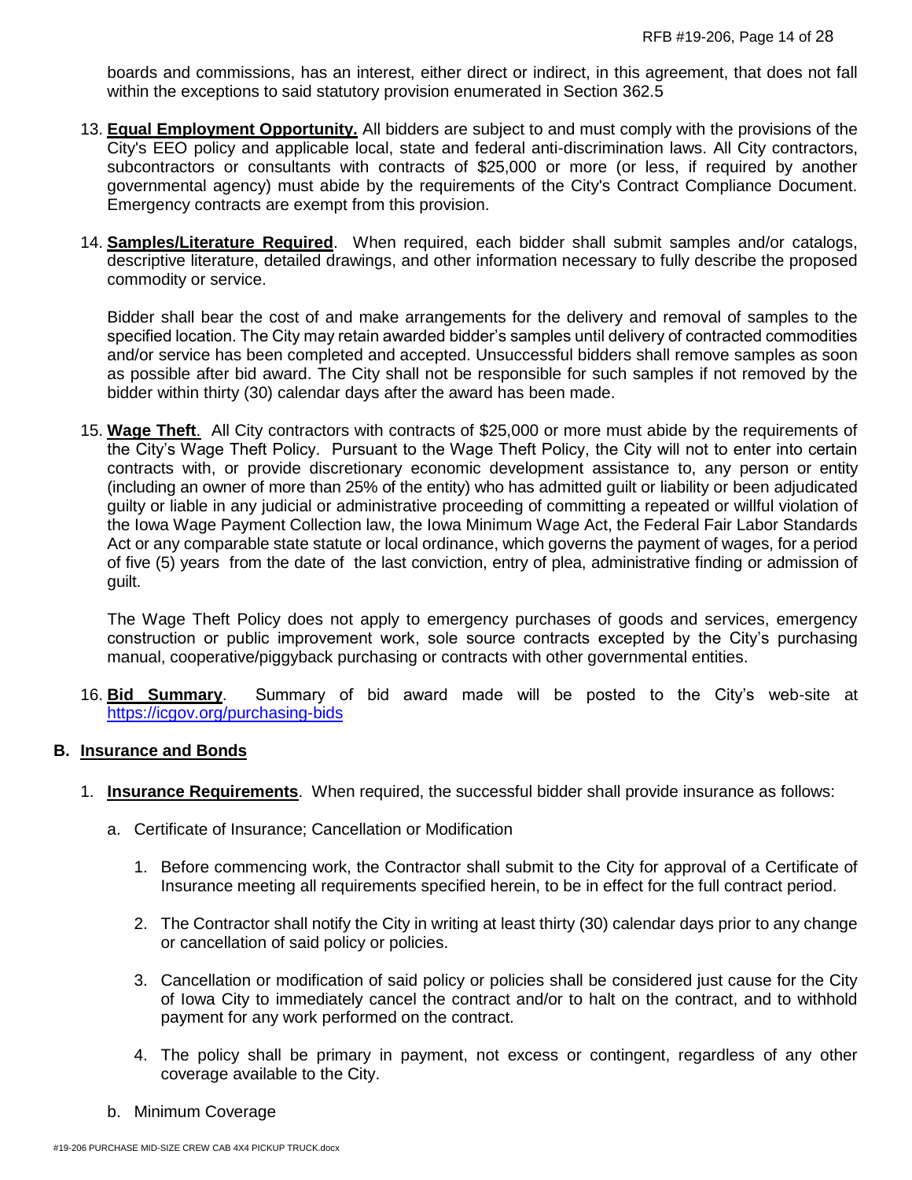boards and commissions, has an interest, either direct or indirect, in this agreement, that does not fall within the exceptions to said statutory provision enumerated in Section 362.5

13. **Equal Employment Opportunity.** All bidders are subject to and must comply with the provisions of the City's EEO policy and applicable local, state and federal anti-discrimination laws. All City contractors, subcontractors or consultants with contracts of $25,000 or more (or less, if required by another governmental agency) must abide by the requirements of the City's Contract Compliance Document. Emergency contracts are exempt from this provision.

14. **Samples/Literature Required**. When required, each bidder shall submit samples and/or catalogs, descriptive literature, detailed drawings, and other information necessary to fully describe the proposed commodity or service.

    Bidder shall bear the cost of and make arrangements for the delivery and removal of samples to the specified location. The City may retain awarded bidder's samples until delivery of contracted commodities and/or service has been completed and accepted. Unsuccessful bidders shall remove samples as soon as possible after bid award. The City shall not be responsible for such samples if not removed by the bidder within thirty (30) calendar days after the award has been made.

15. **Wage Theft**. All City contractors with contracts of $25,000 or more must abide by the requirements of the City's Wage Theft Policy. Pursuant to the Wage Theft Policy, the City will not to enter into certain contracts with, or provide discretionary economic development assistance to, any person or entity (including an owner of more than 25% of the entity) who has admitted guilt or liability or been adjudicated guilty or liable in any judicial or administrative proceeding of committing a repeated or willful violation of the Iowa Wage Payment Collection law, the Iowa Minimum Wage Act, the Federal Fair Labor Standards Act or any comparable state statute or local ordinance, which governs the payment of wages, for a period of five (5) years from the date of the last conviction, entry of plea, administrative finding or admission of guilt.

    The Wage Theft Policy does not apply to emergency purchases of goods and services, emergency construction or public improvement work, sole source contracts excepted by the City's purchasing manual, cooperative/piggyback purchasing or contracts with other governmental entities.

16. **Bid Summary**. Summary of bid award made will be posted to the City's web-site at https://icgov.org/purchasing-bids

## B. Insurance and Bonds

1. **Insurance Requirements**. When required, the successful bidder shall provide insurance as follows:

   a. Certificate of Insurance; Cancellation or Modification

      1. Before commencing work, the Contractor shall submit to the City for approval of a Certificate of Insurance meeting all requirements specified herein, to be in effect for the full contract period.

      2. The Contractor shall notify the City in writing at least thirty (30) calendar days prior to any change or cancellation of said policy or policies.

      3. Cancellation or modification of said policy or policies shall be considered just cause for the City of Iowa City to immediately cancel the contract and/or to halt on the contract, and to withhold payment for any work performed on the contract.

      4. The policy shall be primary in payment, not excess or contingent, regardless of any other coverage available to the City.

   b. Minimum Coverage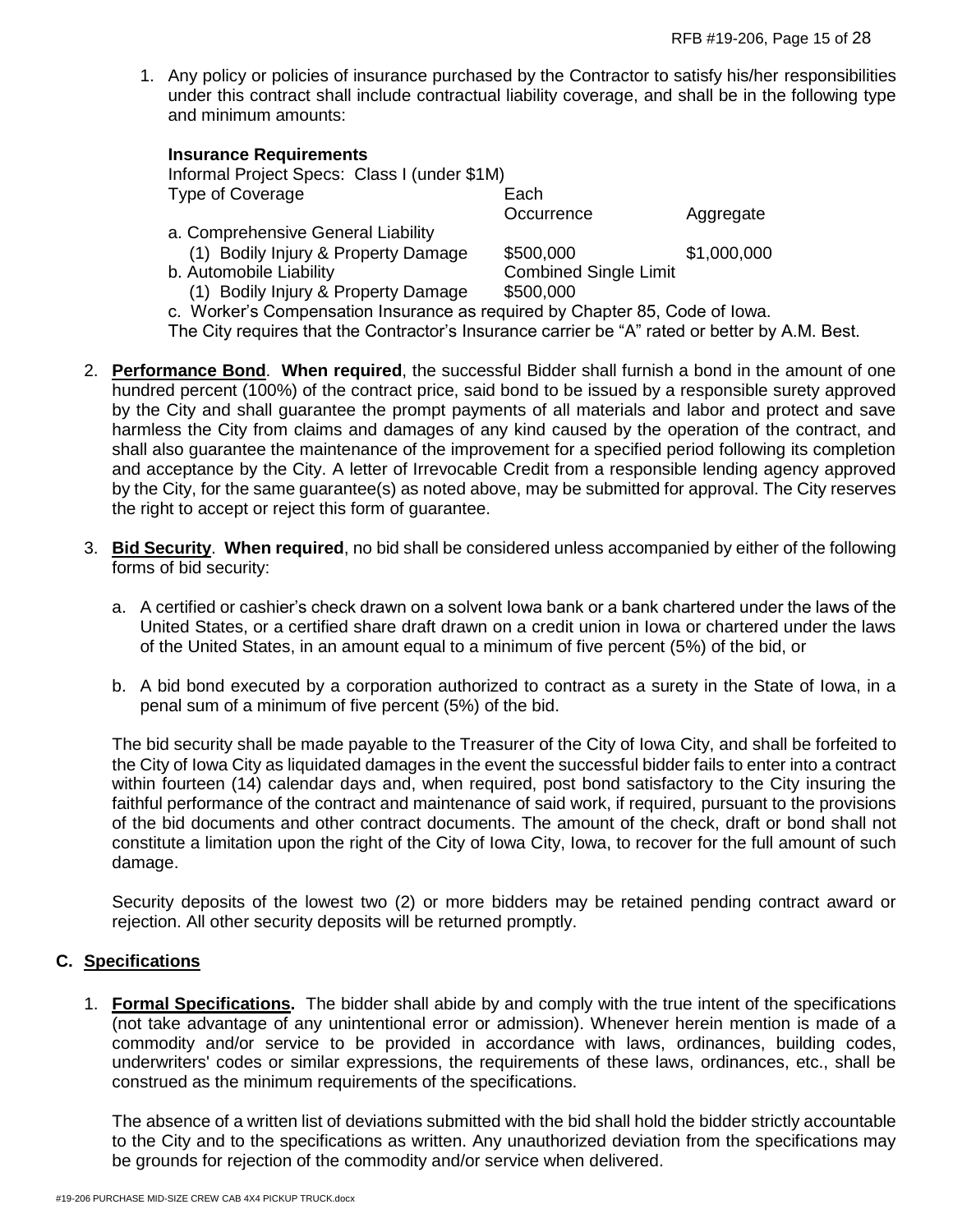1. Any policy or policies of insurance purchased by the Contractor to satisfy his/her responsibilities under this contract shall include contractual liability coverage, and shall be in the following type and minimum amounts:

   **Insurance Requirements**

   Informal Project Specs: Class I (under $1M)

   | Type of Coverage | Each Occurrence | Aggregate |
   |---|---|---|
   | a. Comprehensive General Liability | | |
   | (1) Bodily Injury & Property Damage | $500,000 | $1,000,000 |
   | b. Automobile Liability | Combined Single Limit | |
   | (1) Bodily Injury & Property Damage | $500,000 | |

   c. Worker's Compensation Insurance as required by Chapter 85, Code of Iowa.

   The City requires that the Contractor's Insurance carrier be "A" rated or better by A.M. Best.

2. **Performance Bond**. **When required**, the successful Bidder shall furnish a bond in the amount of one hundred percent (100%) of the contract price, said bond to be issued by a responsible surety approved by the City and shall guarantee the prompt payments of all materials and labor and protect and save harmless the City from claims and damages of any kind caused by the operation of the contract, and shall also guarantee the maintenance of the improvement for a specified period following its completion and acceptance by the City. A letter of Irrevocable Credit from a responsible lending agency approved by the City, for the same guarantee(s) as noted above, may be submitted for approval. The City reserves the right to accept or reject this form of guarantee.

3. **Bid Security**. **When required**, no bid shall be considered unless accompanied by either of the following forms of bid security:

   a. A certified or cashier's check drawn on a solvent Iowa bank or a bank chartered under the laws of the United States, or a certified share draft drawn on a credit union in Iowa or chartered under the laws of the United States, in an amount equal to a minimum of five percent (5%) of the bid, or

   b. A bid bond executed by a corporation authorized to contract as a surety in the State of Iowa, in a penal sum of a minimum of five percent (5%) of the bid.

   The bid security shall be made payable to the Treasurer of the City of Iowa City, and shall be forfeited to the City of Iowa City as liquidated damages in the event the successful bidder fails to enter into a contract within fourteen (14) calendar days and, when required, post bond satisfactory to the City insuring the faithful performance of the contract and maintenance of said work, if required, pursuant to the provisions of the bid documents and other contract documents. The amount of the check, draft or bond shall not constitute a limitation upon the right of the City of Iowa City, Iowa, to recover for the full amount of such damage.

   Security deposits of the lowest two (2) or more bidders may be retained pending contract award or rejection. All other security deposits will be returned promptly.

## C. Specifications

1. **Formal Specifications.** The bidder shall abide by and comply with the true intent of the specifications (not take advantage of any unintentional error or admission). Whenever herein mention is made of a commodity and/or service to be provided in accordance with laws, ordinances, building codes, underwriters' codes or similar expressions, the requirements of these laws, ordinances, etc., shall be construed as the minimum requirements of the specifications.

   The absence of a written list of deviations submitted with the bid shall hold the bidder strictly accountable to the City and to the specifications as written. Any unauthorized deviation from the specifications may be grounds for rejection of the commodity and/or service when delivered.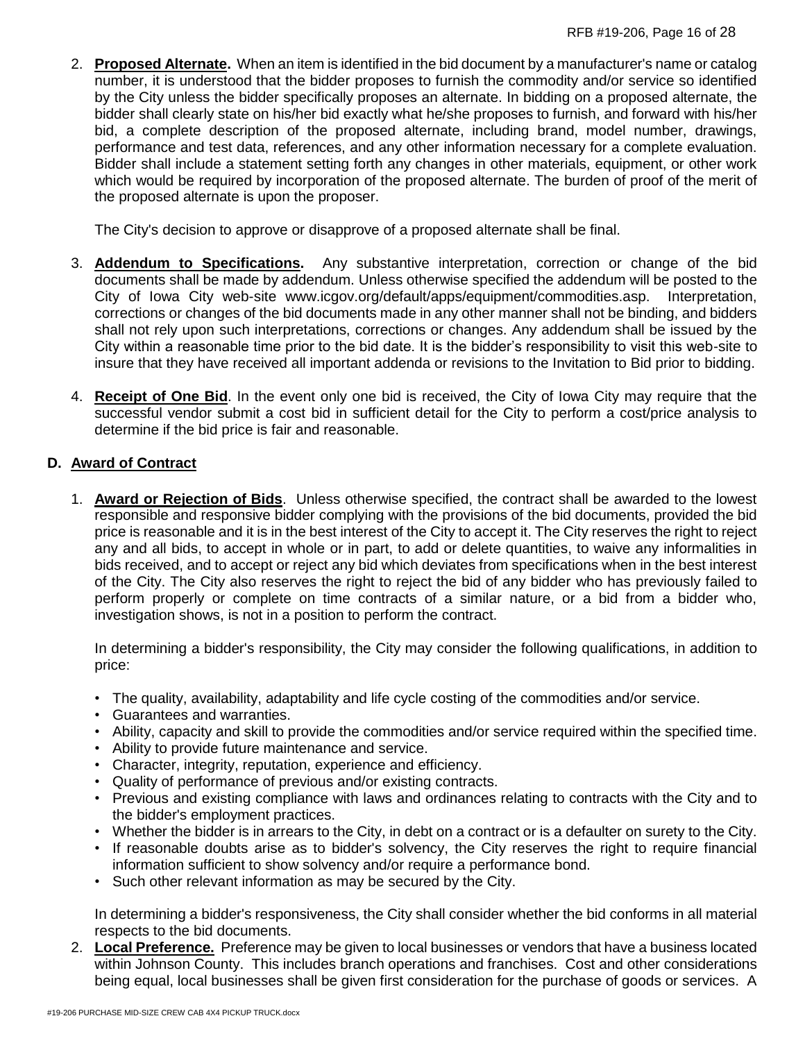2. **Proposed Alternate.** When an item is identified in the bid document by a manufacturer's name or catalog number, it is understood that the bidder proposes to furnish the commodity and/or service so identified by the City unless the bidder specifically proposes an alternate. In bidding on a proposed alternate, the bidder shall clearly state on his/her bid exactly what he/she proposes to furnish, and forward with his/her bid, a complete description of the proposed alternate, including brand, model number, drawings, performance and test data, references, and any other information necessary for a complete evaluation. Bidder shall include a statement setting forth any changes in other materials, equipment, or other work which would be required by incorporation of the proposed alternate. The burden of proof of the merit of the proposed alternate is upon the proposer.

   The City's decision to approve or disapprove of a proposed alternate shall be final.

3. **Addendum to Specifications.** Any substantive interpretation, correction or change of the bid documents shall be made by addendum. Unless otherwise specified the addendum will be posted to the City of Iowa City web-site www.icgov.org/default/apps/equipment/commodities.asp. Interpretation, corrections or changes of the bid documents made in any other manner shall not be binding, and bidders shall not rely upon such interpretations, corrections or changes. Any addendum shall be issued by the City within a reasonable time prior to the bid date. It is the bidder's responsibility to visit this web-site to insure that they have received all important addenda or revisions to the Invitation to Bid prior to bidding.

4. **Receipt of One Bid**. In the event only one bid is received, the City of Iowa City may require that the successful vendor submit a cost bid in sufficient detail for the City to perform a cost/price analysis to determine if the bid price is fair and reasonable.

### D. Award of Contract

1. **Award or Rejection of Bids**. Unless otherwise specified, the contract shall be awarded to the lowest responsible and responsive bidder complying with the provisions of the bid documents, provided the bid price is reasonable and it is in the best interest of the City to accept it. The City reserves the right to reject any and all bids, to accept in whole or in part, to add or delete quantities, to waive any informalities in bids received, and to accept or reject any bid which deviates from specifications when in the best interest of the City. The City also reserves the right to reject the bid of any bidder who has previously failed to perform properly or complete on time contracts of a similar nature, or a bid from a bidder who, investigation shows, is not in a position to perform the contract.

   In determining a bidder's responsibility, the City may consider the following qualifications, in addition to price:

   - The quality, availability, adaptability and life cycle costing of the commodities and/or service.
   - Guarantees and warranties.
   - Ability, capacity and skill to provide the commodities and/or service required within the specified time.
   - Ability to provide future maintenance and service.
   - Character, integrity, reputation, experience and efficiency.
   - Quality of performance of previous and/or existing contracts.
   - Previous and existing compliance with laws and ordinances relating to contracts with the City and to the bidder's employment practices.
   - Whether the bidder is in arrears to the City, in debt on a contract or is a defaulter on surety to the City.
   - If reasonable doubts arise as to bidder's solvency, the City reserves the right to require financial information sufficient to show solvency and/or require a performance bond.
   - Such other relevant information as may be secured by the City.

   In determining a bidder's responsiveness, the City shall consider whether the bid conforms in all material respects to the bid documents.

2. **Local Preference.** Preference may be given to local businesses or vendors that have a business located within Johnson County. This includes branch operations and franchises. Cost and other considerations being equal, local businesses shall be given first consideration for the purchase of goods or services. A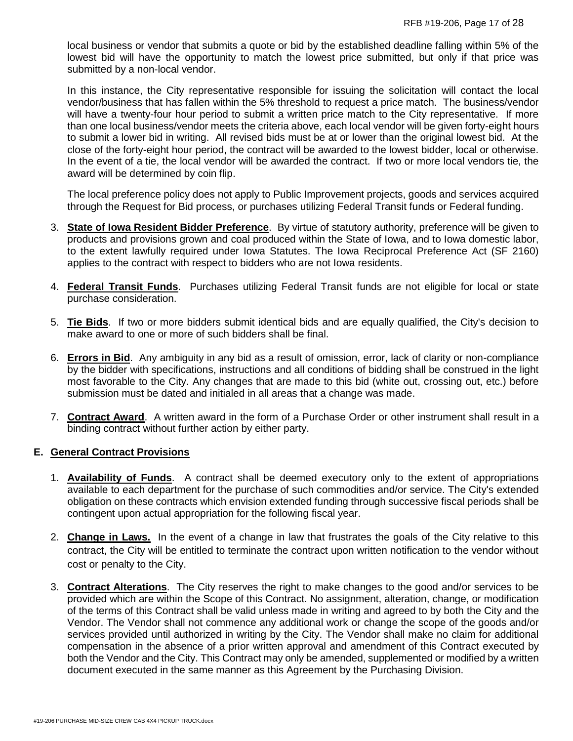local business or vendor that submits a quote or bid by the established deadline falling within 5% of the lowest bid will have the opportunity to match the lowest price submitted, but only if that price was submitted by a non-local vendor.

In this instance, the City representative responsible for issuing the solicitation will contact the local vendor/business that has fallen within the 5% threshold to request a price match. The business/vendor will have a twenty-four hour period to submit a written price match to the City representative. If more than one local business/vendor meets the criteria above, each local vendor will be given forty-eight hours to submit a lower bid in writing. All revised bids must be at or lower than the original lowest bid. At the close of the forty-eight hour period, the contract will be awarded to the lowest bidder, local or otherwise. In the event of a tie, the local vendor will be awarded the contract. If two or more local vendors tie, the award will be determined by coin flip.

The local preference policy does not apply to Public Improvement projects, goods and services acquired through the Request for Bid process, or purchases utilizing Federal Transit funds or Federal funding.

3. **State of Iowa Resident Bidder Preference**. By virtue of statutory authority, preference will be given to products and provisions grown and coal produced within the State of Iowa, and to Iowa domestic labor, to the extent lawfully required under Iowa Statutes. The Iowa Reciprocal Preference Act (SF 2160) applies to the contract with respect to bidders who are not Iowa residents.

4. **Federal Transit Funds**. Purchases utilizing Federal Transit funds are not eligible for local or state purchase consideration.

5. **Tie Bids**. If two or more bidders submit identical bids and are equally qualified, the City's decision to make award to one or more of such bidders shall be final.

6. **Errors in Bid**. Any ambiguity in any bid as a result of omission, error, lack of clarity or non-compliance by the bidder with specifications, instructions and all conditions of bidding shall be construed in the light most favorable to the City. Any changes that are made to this bid (white out, crossing out, etc.) before submission must be dated and initialed in all areas that a change was made.

7. **Contract Award**. A written award in the form of a Purchase Order or other instrument shall result in a binding contract without further action by either party.

## E. General Contract Provisions

1. **Availability of Funds**. A contract shall be deemed executory only to the extent of appropriations available to each department for the purchase of such commodities and/or service. The City's extended obligation on these contracts which envision extended funding through successive fiscal periods shall be contingent upon actual appropriation for the following fiscal year.

2. **Change in Laws.** In the event of a change in law that frustrates the goals of the City relative to this contract, the City will be entitled to terminate the contract upon written notification to the vendor without cost or penalty to the City.

3. **Contract Alterations**. The City reserves the right to make changes to the good and/or services to be provided which are within the Scope of this Contract. No assignment, alteration, change, or modification of the terms of this Contract shall be valid unless made in writing and agreed to by both the City and the Vendor. The Vendor shall not commence any additional work or change the scope of the goods and/or services provided until authorized in writing by the City. The Vendor shall make no claim for additional compensation in the absence of a prior written approval and amendment of this Contract executed by both the Vendor and the City. This Contract may only be amended, supplemented or modified by a written document executed in the same manner as this Agreement by the Purchasing Division.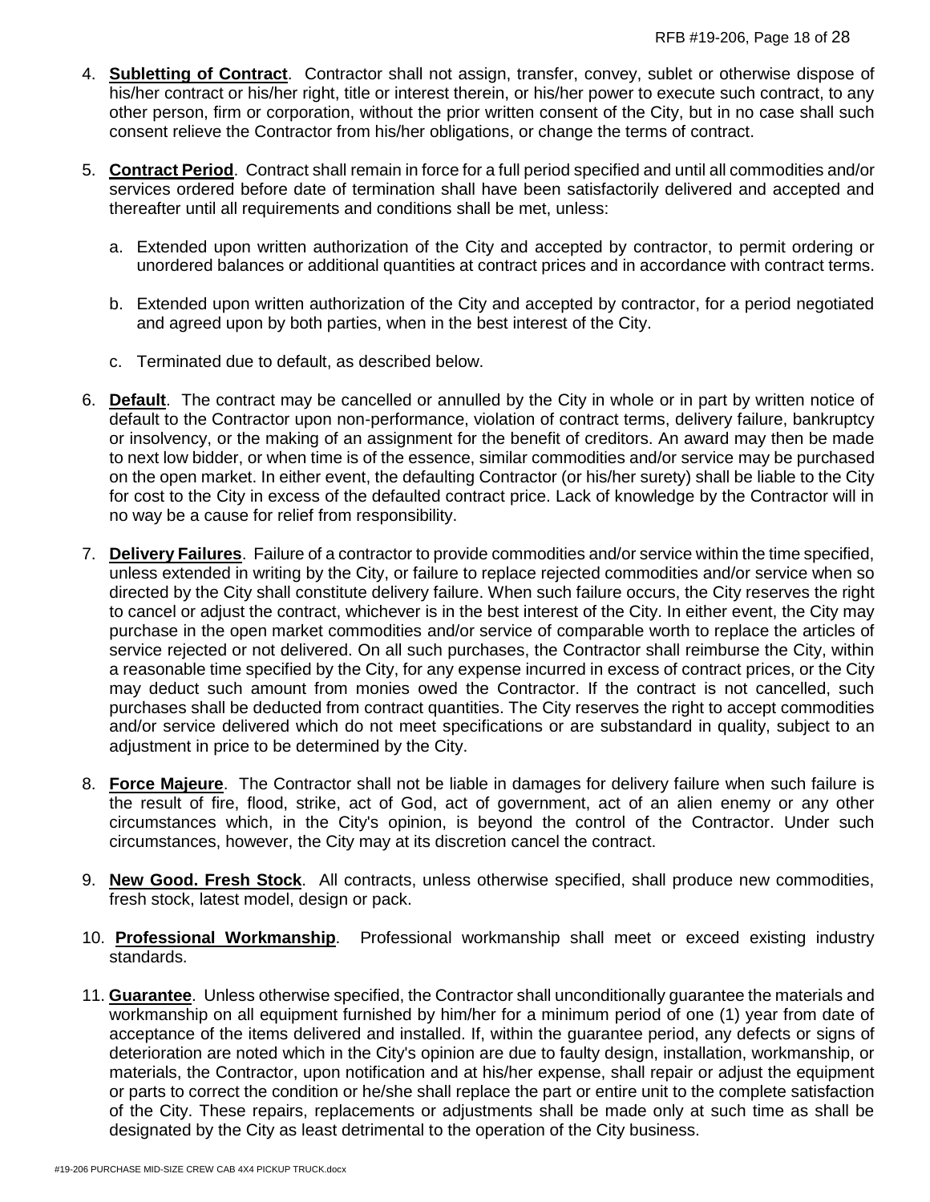4. **Subletting of Contract**. Contractor shall not assign, transfer, convey, sublet or otherwise dispose of his/her contract or his/her right, title or interest therein, or his/her power to execute such contract, to any other person, firm or corporation, without the prior written consent of the City, but in no case shall such consent relieve the Contractor from his/her obligations, or change the terms of contract.

5. **Contract Period**. Contract shall remain in force for a full period specified and until all commodities and/or services ordered before date of termination shall have been satisfactorily delivered and accepted and thereafter until all requirements and conditions shall be met, unless:

   a. Extended upon written authorization of the City and accepted by contractor, to permit ordering or unordered balances or additional quantities at contract prices and in accordance with contract terms.

   b. Extended upon written authorization of the City and accepted by contractor, for a period negotiated and agreed upon by both parties, when in the best interest of the City.

   c. Terminated due to default, as described below.

6. **Default**. The contract may be cancelled or annulled by the City in whole or in part by written notice of default to the Contractor upon non-performance, violation of contract terms, delivery failure, bankruptcy or insolvency, or the making of an assignment for the benefit of creditors. An award may then be made to next low bidder, or when time is of the essence, similar commodities and/or service may be purchased on the open market. In either event, the defaulting Contractor (or his/her surety) shall be liable to the City for cost to the City in excess of the defaulted contract price. Lack of knowledge by the Contractor will in no way be a cause for relief from responsibility.

7. **Delivery Failures**. Failure of a contractor to provide commodities and/or service within the time specified, unless extended in writing by the City, or failure to replace rejected commodities and/or service when so directed by the City shall constitute delivery failure. When such failure occurs, the City reserves the right to cancel or adjust the contract, whichever is in the best interest of the City. In either event, the City may purchase in the open market commodities and/or service of comparable worth to replace the articles of service rejected or not delivered. On all such purchases, the Contractor shall reimburse the City, within a reasonable time specified by the City, for any expense incurred in excess of contract prices, or the City may deduct such amount from monies owed the Contractor. If the contract is not cancelled, such purchases shall be deducted from contract quantities. The City reserves the right to accept commodities and/or service delivered which do not meet specifications or are substandard in quality, subject to an adjustment in price to be determined by the City.

8. **Force Majeure**. The Contractor shall not be liable in damages for delivery failure when such failure is the result of fire, flood, strike, act of God, act of government, act of an alien enemy or any other circumstances which, in the City's opinion, is beyond the control of the Contractor. Under such circumstances, however, the City may at its discretion cancel the contract.

9. **New Good. Fresh Stock**. All contracts, unless otherwise specified, shall produce new commodities, fresh stock, latest model, design or pack.

10. **Professional Workmanship**. Professional workmanship shall meet or exceed existing industry standards.

11. **Guarantee**. Unless otherwise specified, the Contractor shall unconditionally guarantee the materials and workmanship on all equipment furnished by him/her for a minimum period of one (1) year from date of acceptance of the items delivered and installed. If, within the guarantee period, any defects or signs of deterioration are noted which in the City's opinion are due to faulty design, installation, workmanship, or materials, the Contractor, upon notification and at his/her expense, shall repair or adjust the equipment or parts to correct the condition or he/she shall replace the part or entire unit to the complete satisfaction of the City. These repairs, replacements or adjustments shall be made only at such time as shall be designated by the City as least detrimental to the operation of the City business.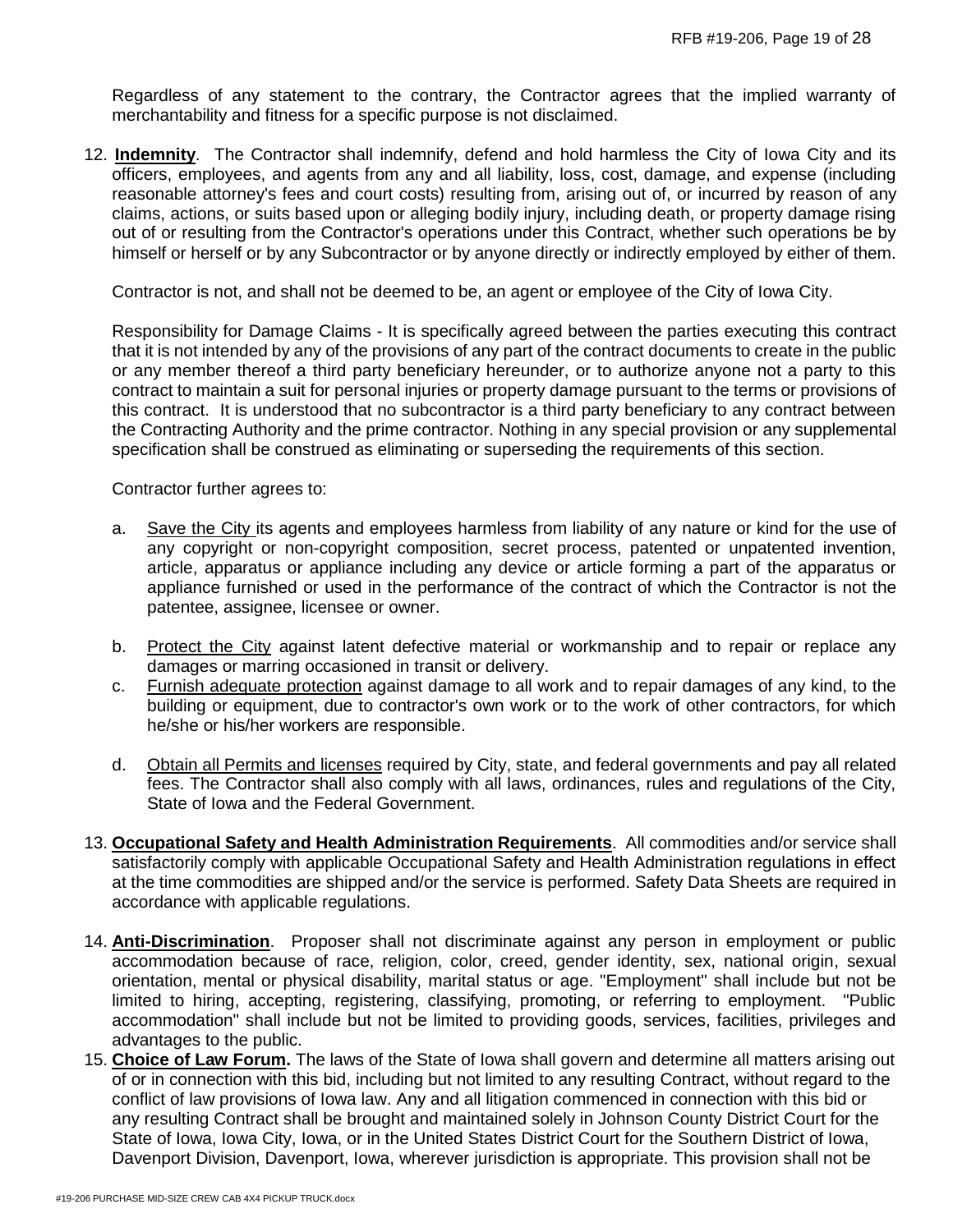Regardless of any statement to the contrary, the Contractor agrees that the implied warranty of merchantability and fitness for a specific purpose is not disclaimed.

12. **Indemnity**. The Contractor shall indemnify, defend and hold harmless the City of Iowa City and its officers, employees, and agents from any and all liability, loss, cost, damage, and expense (including reasonable attorney's fees and court costs) resulting from, arising out of, or incurred by reason of any claims, actions, or suits based upon or alleging bodily injury, including death, or property damage rising out of or resulting from the Contractor's operations under this Contract, whether such operations be by himself or herself or by any Subcontractor or by anyone directly or indirectly employed by either of them.

    Contractor is not, and shall not be deemed to be, an agent or employee of the City of Iowa City.

    Responsibility for Damage Claims - It is specifically agreed between the parties executing this contract that it is not intended by any of the provisions of any part of the contract documents to create in the public or any member thereof a third party beneficiary hereunder, or to authorize anyone not a party to this contract to maintain a suit for personal injuries or property damage pursuant to the terms or provisions of this contract. It is understood that no subcontractor is a third party beneficiary to any contract between the Contracting Authority and the prime contractor. Nothing in any special provision or any supplemental specification shall be construed as eliminating or superseding the requirements of this section.

    Contractor further agrees to:

    a. Save the City its agents and employees harmless from liability of any nature or kind for the use of any copyright or non-copyright composition, secret process, patented or unpatented invention, article, apparatus or appliance including any device or article forming a part of the apparatus or appliance furnished or used in the performance of the contract of which the Contractor is not the patentee, assignee, licensee or owner.

    b. Protect the City against latent defective material or workmanship and to repair or replace any damages or marring occasioned in transit or delivery.

    c. Furnish adequate protection against damage to all work and to repair damages of any kind, to the building or equipment, due to contractor's own work or to the work of other contractors, for which he/she or his/her workers are responsible.

    d. Obtain all Permits and licenses required by City, state, and federal governments and pay all related fees. The Contractor shall also comply with all laws, ordinances, rules and regulations of the City, State of Iowa and the Federal Government.

13. **Occupational Safety and Health Administration Requirements**. All commodities and/or service shall satisfactorily comply with applicable Occupational Safety and Health Administration regulations in effect at the time commodities are shipped and/or the service is performed. Safety Data Sheets are required in accordance with applicable regulations.

14. **Anti-Discrimination**. Proposer shall not discriminate against any person in employment or public accommodation because of race, religion, color, creed, gender identity, sex, national origin, sexual orientation, mental or physical disability, marital status or age. "Employment" shall include but not be limited to hiring, accepting, registering, classifying, promoting, or referring to employment. "Public accommodation" shall include but not be limited to providing goods, services, facilities, privileges and advantages to the public.

15. **Choice of Law Forum.** The laws of the State of Iowa shall govern and determine all matters arising out of or in connection with this bid, including but not limited to any resulting Contract, without regard to the conflict of law provisions of Iowa law. Any and all litigation commenced in connection with this bid or any resulting Contract shall be brought and maintained solely in Johnson County District Court for the State of Iowa, Iowa City, Iowa, or in the United States District Court for the Southern District of Iowa, Davenport Division, Davenport, Iowa, wherever jurisdiction is appropriate. This provision shall not be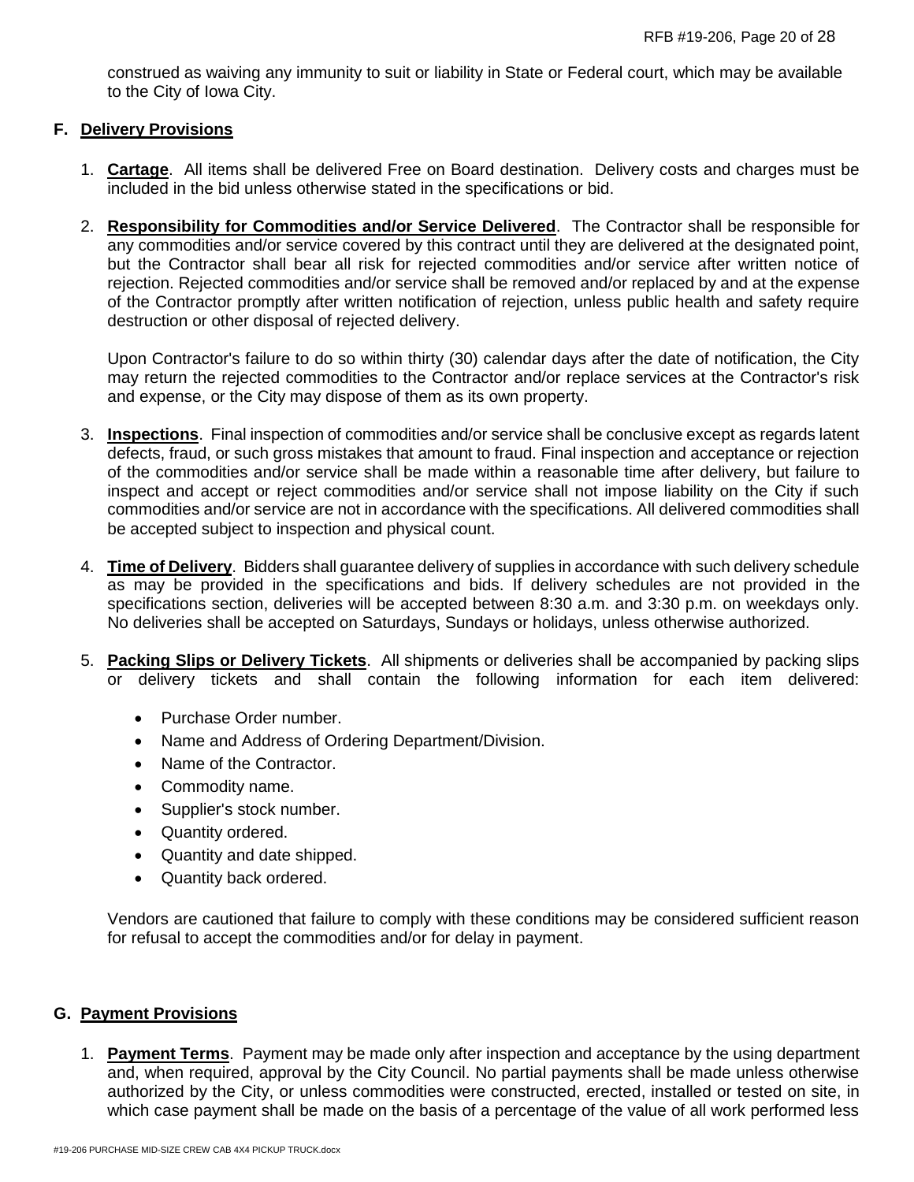construed as waiving any immunity to suit or liability in State or Federal court, which may be available to the City of Iowa City.

## F. Delivery Provisions

1. **Cartage**. All items shall be delivered Free on Board destination. Delivery costs and charges must be included in the bid unless otherwise stated in the specifications or bid.

2. **Responsibility for Commodities and/or Service Delivered**. The Contractor shall be responsible for any commodities and/or service covered by this contract until they are delivered at the designated point, but the Contractor shall bear all risk for rejected commodities and/or service after written notice of rejection. Rejected commodities and/or service shall be removed and/or replaced by and at the expense of the Contractor promptly after written notification of rejection, unless public health and safety require destruction or other disposal of rejected delivery.

   Upon Contractor's failure to do so within thirty (30) calendar days after the date of notification, the City may return the rejected commodities to the Contractor and/or replace services at the Contractor's risk and expense, or the City may dispose of them as its own property.

3. **Inspections**. Final inspection of commodities and/or service shall be conclusive except as regards latent defects, fraud, or such gross mistakes that amount to fraud. Final inspection and acceptance or rejection of the commodities and/or service shall be made within a reasonable time after delivery, but failure to inspect and accept or reject commodities and/or service shall not impose liability on the City if such commodities and/or service are not in accordance with the specifications. All delivered commodities shall be accepted subject to inspection and physical count.

4. **Time of Delivery**. Bidders shall guarantee delivery of supplies in accordance with such delivery schedule as may be provided in the specifications and bids. If delivery schedules are not provided in the specifications section, deliveries will be accepted between 8:30 a.m. and 3:30 p.m. on weekdays only. No deliveries shall be accepted on Saturdays, Sundays or holidays, unless otherwise authorized.

5. **Packing Slips or Delivery Tickets**. All shipments or deliveries shall be accompanied by packing slips or delivery tickets and shall contain the following information for each item delivered:

   - Purchase Order number.
   - Name and Address of Ordering Department/Division.
   - Name of the Contractor.
   - Commodity name.
   - Supplier's stock number.
   - Quantity ordered.
   - Quantity and date shipped.
   - Quantity back ordered.

   Vendors are cautioned that failure to comply with these conditions may be considered sufficient reason for refusal to accept the commodities and/or for delay in payment.

## G. Payment Provisions

1. **Payment Terms**. Payment may be made only after inspection and acceptance by the using department and, when required, approval by the City Council. No partial payments shall be made unless otherwise authorized by the City, or unless commodities were constructed, erected, installed or tested on site, in which case payment shall be made on the basis of a percentage of the value of all work performed less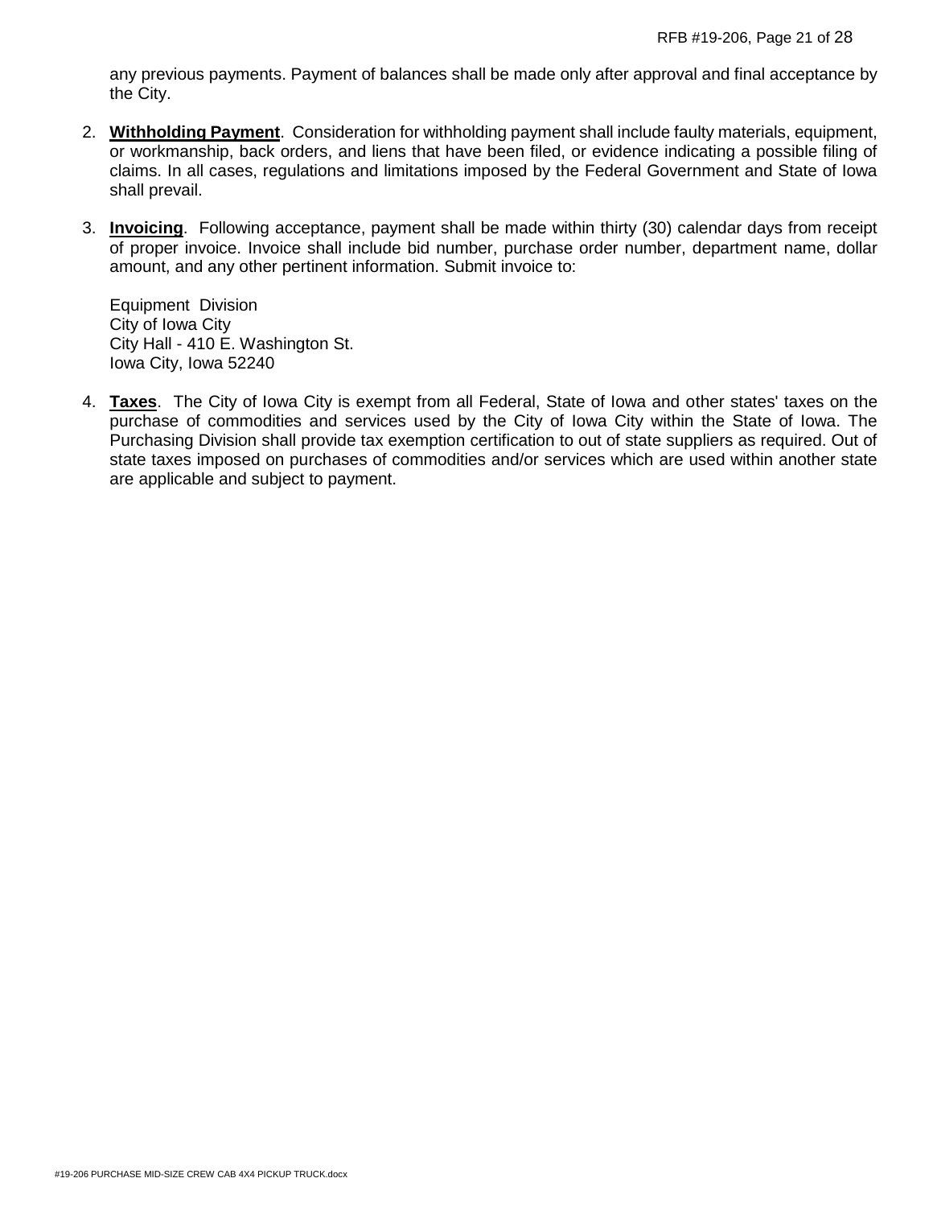any previous payments. Payment of balances shall be made only after approval and final acceptance by the City.

2. **Withholding Payment**. Consideration for withholding payment shall include faulty materials, equipment, or workmanship, back orders, and liens that have been filed, or evidence indicating a possible filing of claims. In all cases, regulations and limitations imposed by the Federal Government and State of Iowa shall prevail.

3. **Invoicing**. Following acceptance, payment shall be made within thirty (30) calendar days from receipt of proper invoice. Invoice shall include bid number, purchase order number, department name, dollar amount, and any other pertinent information. Submit invoice to:

   Equipment Division
   City of Iowa City
   City Hall - 410 E. Washington St.
   Iowa City, Iowa 52240

4. **Taxes**. The City of Iowa City is exempt from all Federal, State of Iowa and other states' taxes on the purchase of commodities and services used by the City of Iowa City within the State of Iowa. The Purchasing Division shall provide tax exemption certification to out of state suppliers as required. Out of state taxes imposed on purchases of commodities and/or services which are used within another state are applicable and subject to payment.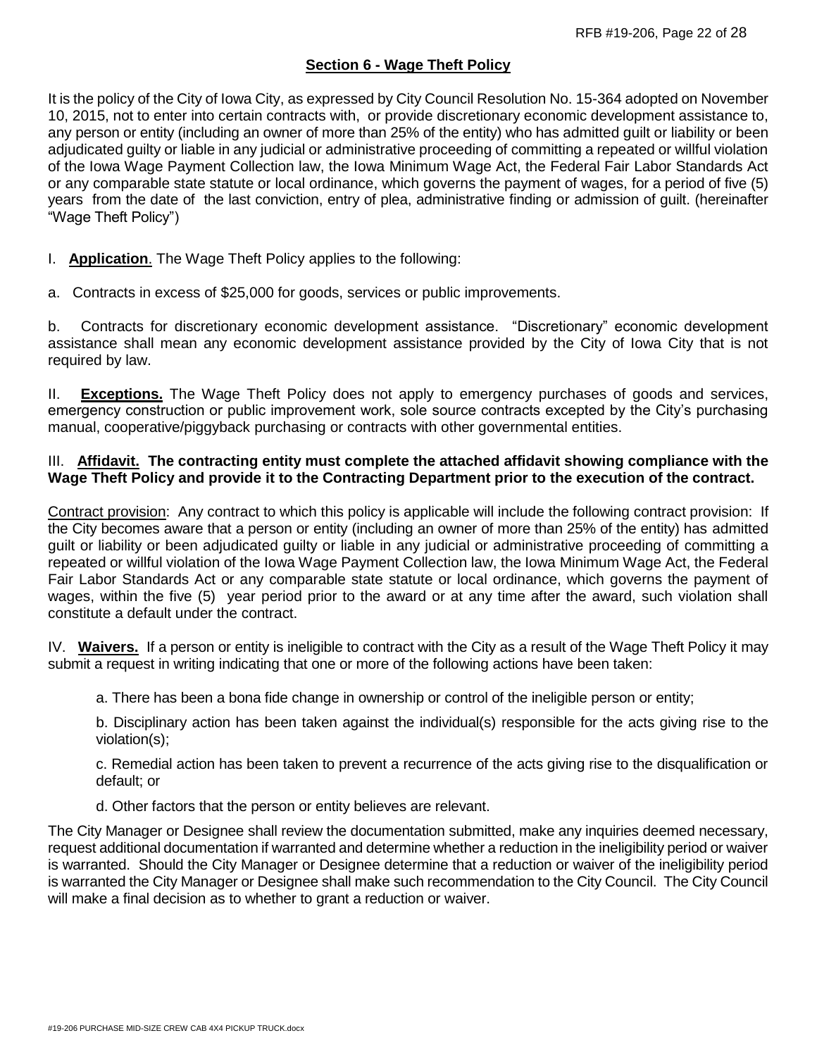## Section 6 - Wage Theft Policy

It is the policy of the City of Iowa City, as expressed by City Council Resolution No. 15-364 adopted on November 10, 2015, not to enter into certain contracts with, or provide discretionary economic development assistance to, any person or entity (including an owner of more than 25% of the entity) who has admitted guilt or liability or been adjudicated guilty or liable in any judicial or administrative proceeding of committing a repeated or willful violation of the Iowa Wage Payment Collection law, the Iowa Minimum Wage Act, the Federal Fair Labor Standards Act or any comparable state statute or local ordinance, which governs the payment of wages, for a period of five (5) years from the date of the last conviction, entry of plea, administrative finding or admission of guilt. (hereinafter "Wage Theft Policy")

I. **Application**. The Wage Theft Policy applies to the following:

a. Contracts in excess of $25,000 for goods, services or public improvements.

b. Contracts for discretionary economic development assistance. "Discretionary" economic development assistance shall mean any economic development assistance provided by the City of Iowa City that is not required by law.

II. **Exceptions.** The Wage Theft Policy does not apply to emergency purchases of goods and services, emergency construction or public improvement work, sole source contracts excepted by the City's purchasing manual, cooperative/piggyback purchasing or contracts with other governmental entities.

III. **Affidavit. The contracting entity must complete the attached affidavit showing compliance with the Wage Theft Policy and provide it to the Contracting Department prior to the execution of the contract.**

Contract provision: Any contract to which this policy is applicable will include the following contract provision: If the City becomes aware that a person or entity (including an owner of more than 25% of the entity) has admitted guilt or liability or been adjudicated guilty or liable in any judicial or administrative proceeding of committing a repeated or willful violation of the Iowa Wage Payment Collection law, the Iowa Minimum Wage Act, the Federal Fair Labor Standards Act or any comparable state statute or local ordinance, which governs the payment of wages, within the five (5) year period prior to the award or at any time after the award, such violation shall constitute a default under the contract.

IV. **Waivers.** If a person or entity is ineligible to contract with the City as a result of the Wage Theft Policy it may submit a request in writing indicating that one or more of the following actions have been taken:

a. There has been a bona fide change in ownership or control of the ineligible person or entity;

b. Disciplinary action has been taken against the individual(s) responsible for the acts giving rise to the violation(s);

c. Remedial action has been taken to prevent a recurrence of the acts giving rise to the disqualification or default; or

d. Other factors that the person or entity believes are relevant.

The City Manager or Designee shall review the documentation submitted, make any inquiries deemed necessary, request additional documentation if warranted and determine whether a reduction in the ineligibility period or waiver is warranted. Should the City Manager or Designee determine that a reduction or waiver of the ineligibility period is warranted the City Manager or Designee shall make such recommendation to the City Council. The City Council will make a final decision as to whether to grant a reduction or waiver.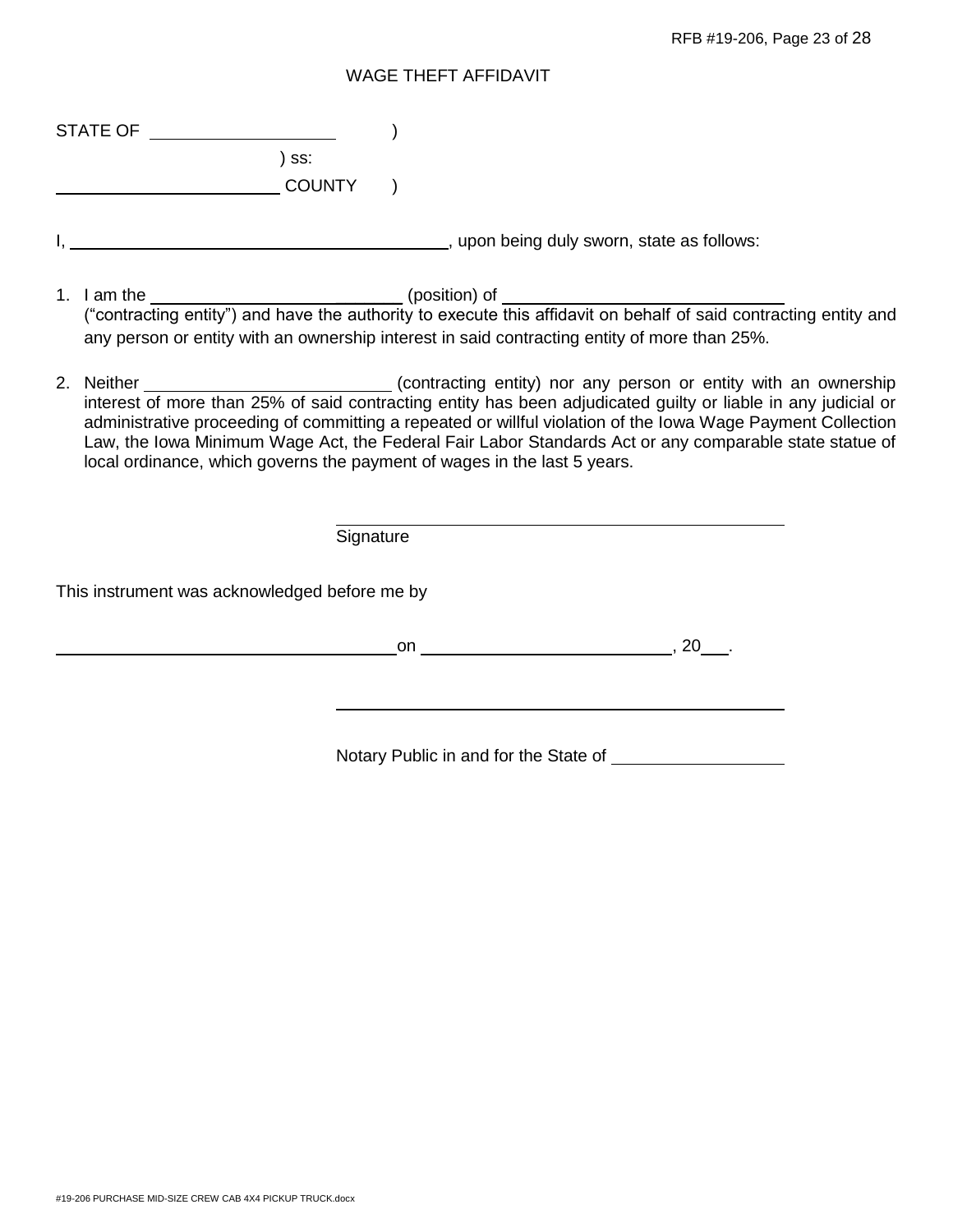# WAGE THEFT AFFIDAVIT

STATE OF ____________________ )

) ss:

________________________ COUNTY )

I, ____________________________________________, upon being duly sworn, state as follows:

1. I am the ____________________________ (position) of ______________________________ ("contracting entity") and have the authority to execute this affidavit on behalf of said contracting entity and any person or entity with an ownership interest in said contracting entity of more than 25%.

2. Neither ___________________________ (contracting entity) nor any person or entity with an ownership interest of more than 25% of said contracting entity has been adjudicated guilty or liable in any judicial or administrative proceeding of committing a repeated or willful violation of the Iowa Wage Payment Collection Law, the Iowa Minimum Wage Act, the Federal Fair Labor Standards Act or any comparable state statue of local ordinance, which governs the payment of wages in the last 5 years.

_______________________________________________

Signature

This instrument was acknowledged before me by

_____________________________________ on ___________________________, 20___.

_______________________________________________

Notary Public in and for the State of ___________________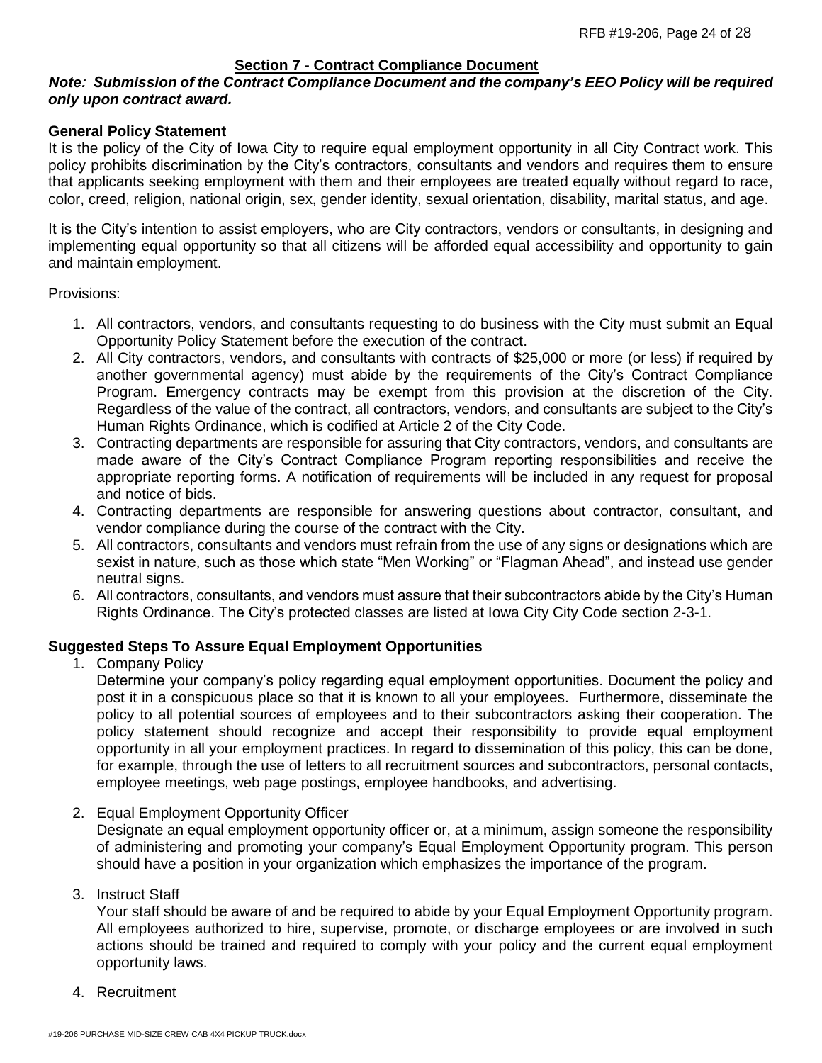## Section 7 - Contract Compliance Document

***Note: Submission of the Contract Compliance Document and the company's EEO Policy will be required only upon contract award.***

**General Policy Statement**

It is the policy of the City of Iowa City to require equal employment opportunity in all City Contract work. This policy prohibits discrimination by the City's contractors, consultants and vendors and requires them to ensure that applicants seeking employment with them and their employees are treated equally without regard to race, color, creed, religion, national origin, sex, gender identity, sexual orientation, disability, marital status, and age.

It is the City's intention to assist employers, who are City contractors, vendors or consultants, in designing and implementing equal opportunity so that all citizens will be afforded equal accessibility and opportunity to gain and maintain employment.

Provisions:

1. All contractors, vendors, and consultants requesting to do business with the City must submit an Equal Opportunity Policy Statement before the execution of the contract.
2. All City contractors, vendors, and consultants with contracts of $25,000 or more (or less) if required by another governmental agency) must abide by the requirements of the City's Contract Compliance Program. Emergency contracts may be exempt from this provision at the discretion of the City. Regardless of the value of the contract, all contractors, vendors, and consultants are subject to the City's Human Rights Ordinance, which is codified at Article 2 of the City Code.
3. Contracting departments are responsible for assuring that City contractors, vendors, and consultants are made aware of the City's Contract Compliance Program reporting responsibilities and receive the appropriate reporting forms. A notification of requirements will be included in any request for proposal and notice of bids.
4. Contracting departments are responsible for answering questions about contractor, consultant, and vendor compliance during the course of the contract with the City.
5. All contractors, consultants and vendors must refrain from the use of any signs or designations which are sexist in nature, such as those which state "Men Working" or "Flagman Ahead", and instead use gender neutral signs.
6. All contractors, consultants, and vendors must assure that their subcontractors abide by the City's Human Rights Ordinance. The City's protected classes are listed at Iowa City City Code section 2-3-1.

**Suggested Steps To Assure Equal Employment Opportunities**

1. Company Policy

   Determine your company's policy regarding equal employment opportunities. Document the policy and post it in a conspicuous place so that it is known to all your employees. Furthermore, disseminate the policy to all potential sources of employees and to their subcontractors asking their cooperation. The policy statement should recognize and accept their responsibility to provide equal employment opportunity in all your employment practices. In regard to dissemination of this policy, this can be done, for example, through the use of letters to all recruitment sources and subcontractors, personal contacts, employee meetings, web page postings, employee handbooks, and advertising.

2. Equal Employment Opportunity Officer

   Designate an equal employment opportunity officer or, at a minimum, assign someone the responsibility of administering and promoting your company's Equal Employment Opportunity program. This person should have a position in your organization which emphasizes the importance of the program.

3. Instruct Staff

   Your staff should be aware of and be required to abide by your Equal Employment Opportunity program. All employees authorized to hire, supervise, promote, or discharge employees or are involved in such actions should be trained and required to comply with your policy and the current equal employment opportunity laws.

4. Recruitment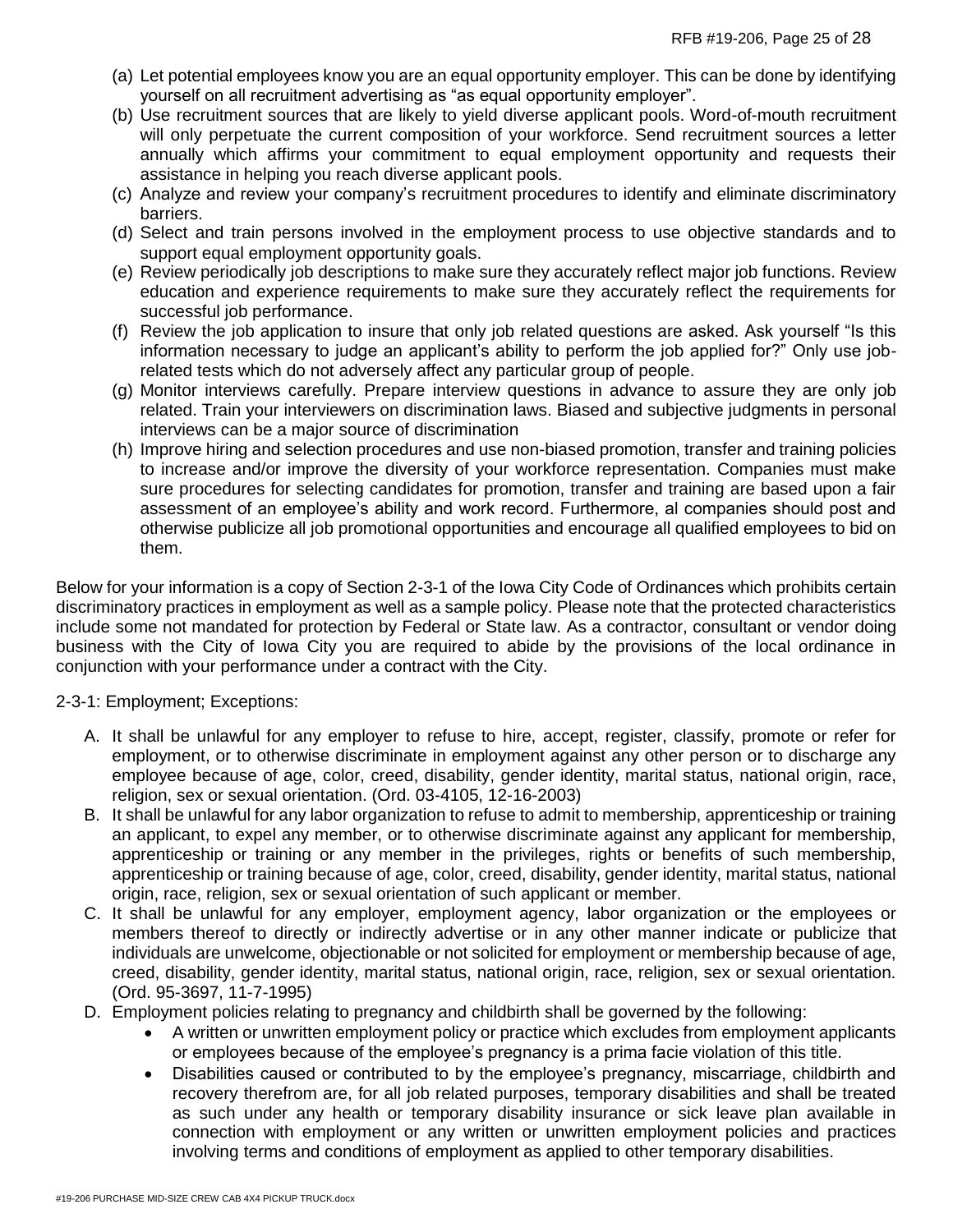(a) Let potential employees know you are an equal opportunity employer. This can be done by identifying yourself on all recruitment advertising as "as equal opportunity employer".
(b) Use recruitment sources that are likely to yield diverse applicant pools. Word-of-mouth recruitment will only perpetuate the current composition of your workforce. Send recruitment sources a letter annually which affirms your commitment to equal employment opportunity and requests their assistance in helping you reach diverse applicant pools.
(c) Analyze and review your company's recruitment procedures to identify and eliminate discriminatory barriers.
(d) Select and train persons involved in the employment process to use objective standards and to support equal employment opportunity goals.
(e) Review periodically job descriptions to make sure they accurately reflect major job functions. Review education and experience requirements to make sure they accurately reflect the requirements for successful job performance.
(f) Review the job application to insure that only job related questions are asked. Ask yourself "Is this information necessary to judge an applicant's ability to perform the job applied for?" Only use job-related tests which do not adversely affect any particular group of people.
(g) Monitor interviews carefully. Prepare interview questions in advance to assure they are only job related. Train your interviewers on discrimination laws. Biased and subjective judgments in personal interviews can be a major source of discrimination
(h) Improve hiring and selection procedures and use non-biased promotion, transfer and training policies to increase and/or improve the diversity of your workforce representation. Companies must make sure procedures for selecting candidates for promotion, transfer and training are based upon a fair assessment of an employee's ability and work record. Furthermore, al companies should post and otherwise publicize all job promotional opportunities and encourage all qualified employees to bid on them.

Below for your information is a copy of Section 2-3-1 of the Iowa City Code of Ordinances which prohibits certain discriminatory practices in employment as well as a sample policy. Please note that the protected characteristics include some not mandated for protection by Federal or State law. As a contractor, consultant or vendor doing business with the City of Iowa City you are required to abide by the provisions of the local ordinance in conjunction with your performance under a contract with the City.

2-3-1: Employment; Exceptions:

A. It shall be unlawful for any employer to refuse to hire, accept, register, classify, promote or refer for employment, or to otherwise discriminate in employment against any other person or to discharge any employee because of age, color, creed, disability, gender identity, marital status, national origin, race, religion, sex or sexual orientation. (Ord. 03-4105, 12-16-2003)
B. It shall be unlawful for any labor organization to refuse to admit to membership, apprenticeship or training an applicant, to expel any member, or to otherwise discriminate against any applicant for membership, apprenticeship or training or any member in the privileges, rights or benefits of such membership, apprenticeship or training because of age, color, creed, disability, gender identity, marital status, national origin, race, religion, sex or sexual orientation of such applicant or member.
C. It shall be unlawful for any employer, employment agency, labor organization or the employees or members thereof to directly or indirectly advertise or in any other manner indicate or publicize that individuals are unwelcome, objectionable or not solicited for employment or membership because of age, creed, disability, gender identity, marital status, national origin, race, religion, sex or sexual orientation. (Ord. 95-3697, 11-7-1995)
D. Employment policies relating to pregnancy and childbirth shall be governed by the following:
    - A written or unwritten employment policy or practice which excludes from employment applicants or employees because of the employee's pregnancy is a prima facie violation of this title.
    - Disabilities caused or contributed to by the employee's pregnancy, miscarriage, childbirth and recovery therefrom are, for all job related purposes, temporary disabilities and shall be treated as such under any health or temporary disability insurance or sick leave plan available in connection with employment or any written or unwritten employment policies and practices involving terms and conditions of employment as applied to other temporary disabilities.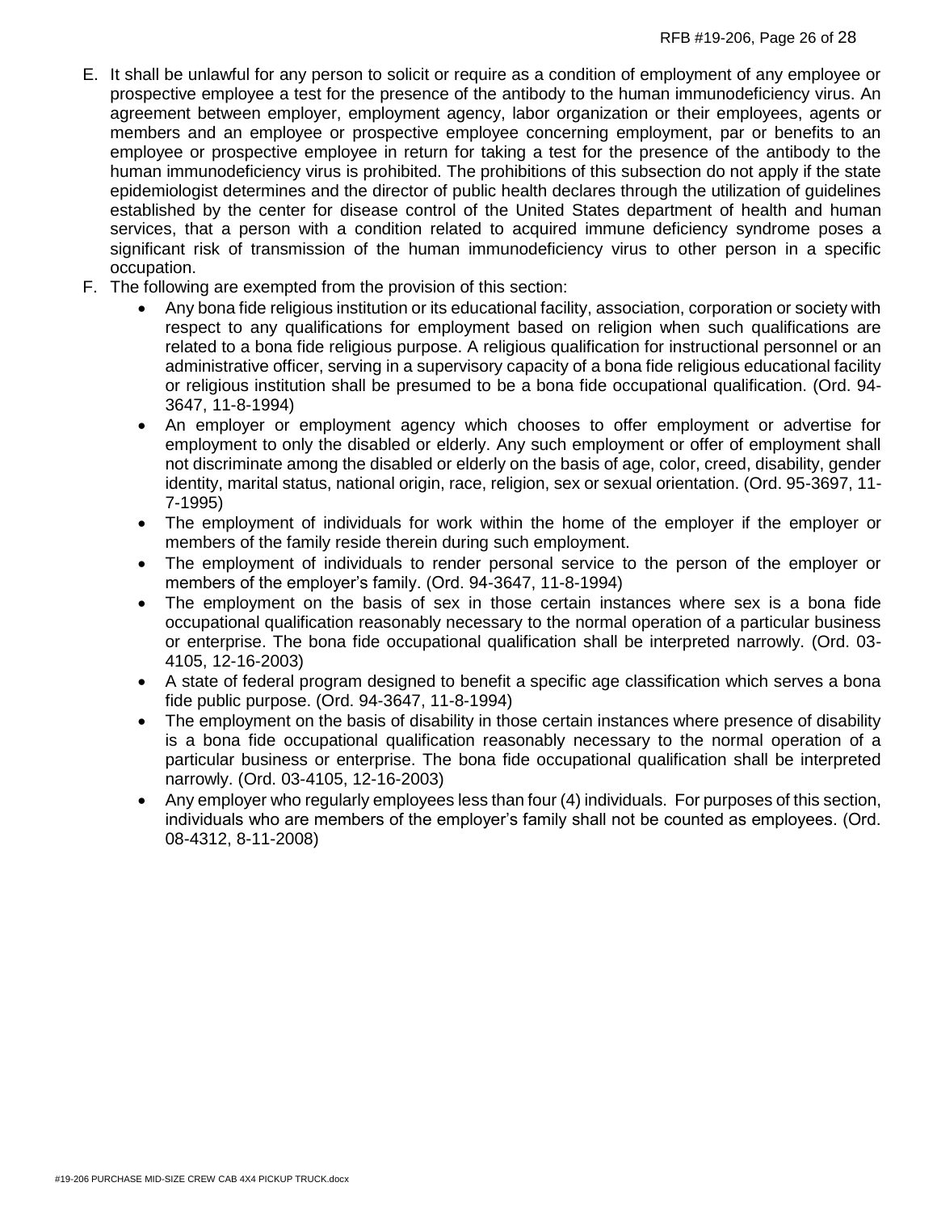E. It shall be unlawful for any person to solicit or require as a condition of employment of any employee or prospective employee a test for the presence of the antibody to the human immunodeficiency virus. An agreement between employer, employment agency, labor organization or their employees, agents or members and an employee or prospective employee concerning employment, par or benefits to an employee or prospective employee in return for taking a test for the presence of the antibody to the human immunodeficiency virus is prohibited. The prohibitions of this subsection do not apply if the state epidemiologist determines and the director of public health declares through the utilization of guidelines established by the center for disease control of the United States department of health and human services, that a person with a condition related to acquired immune deficiency syndrome poses a significant risk of transmission of the human immunodeficiency virus to other person in a specific occupation.

F. The following are exempted from the provision of this section:
    - Any bona fide religious institution or its educational facility, association, corporation or society with respect to any qualifications for employment based on religion when such qualifications are related to a bona fide religious purpose. A religious qualification for instructional personnel or an administrative officer, serving in a supervisory capacity of a bona fide religious educational facility or religious institution shall be presumed to be a bona fide occupational qualification. (Ord. 94-3647, 11-8-1994)
    - An employer or employment agency which chooses to offer employment or advertise for employment to only the disabled or elderly. Any such employment or offer of employment shall not discriminate among the disabled or elderly on the basis of age, color, creed, disability, gender identity, marital status, national origin, race, religion, sex or sexual orientation. (Ord. 95-3697, 11-7-1995)
    - The employment of individuals for work within the home of the employer if the employer or members of the family reside therein during such employment.
    - The employment of individuals to render personal service to the person of the employer or members of the employer's family. (Ord. 94-3647, 11-8-1994)
    - The employment on the basis of sex in those certain instances where sex is a bona fide occupational qualification reasonably necessary to the normal operation of a particular business or enterprise. The bona fide occupational qualification shall be interpreted narrowly. (Ord. 03-4105, 12-16-2003)
    - A state of federal program designed to benefit a specific age classification which serves a bona fide public purpose. (Ord. 94-3647, 11-8-1994)
    - The employment on the basis of disability in those certain instances where presence of disability is a bona fide occupational qualification reasonably necessary to the normal operation of a particular business or enterprise. The bona fide occupational qualification shall be interpreted narrowly. (Ord. 03-4105, 12-16-2003)
    - Any employer who regularly employees less than four (4) individuals. For purposes of this section, individuals who are members of the employer's family shall not be counted as employees. (Ord. 08-4312, 8-11-2008)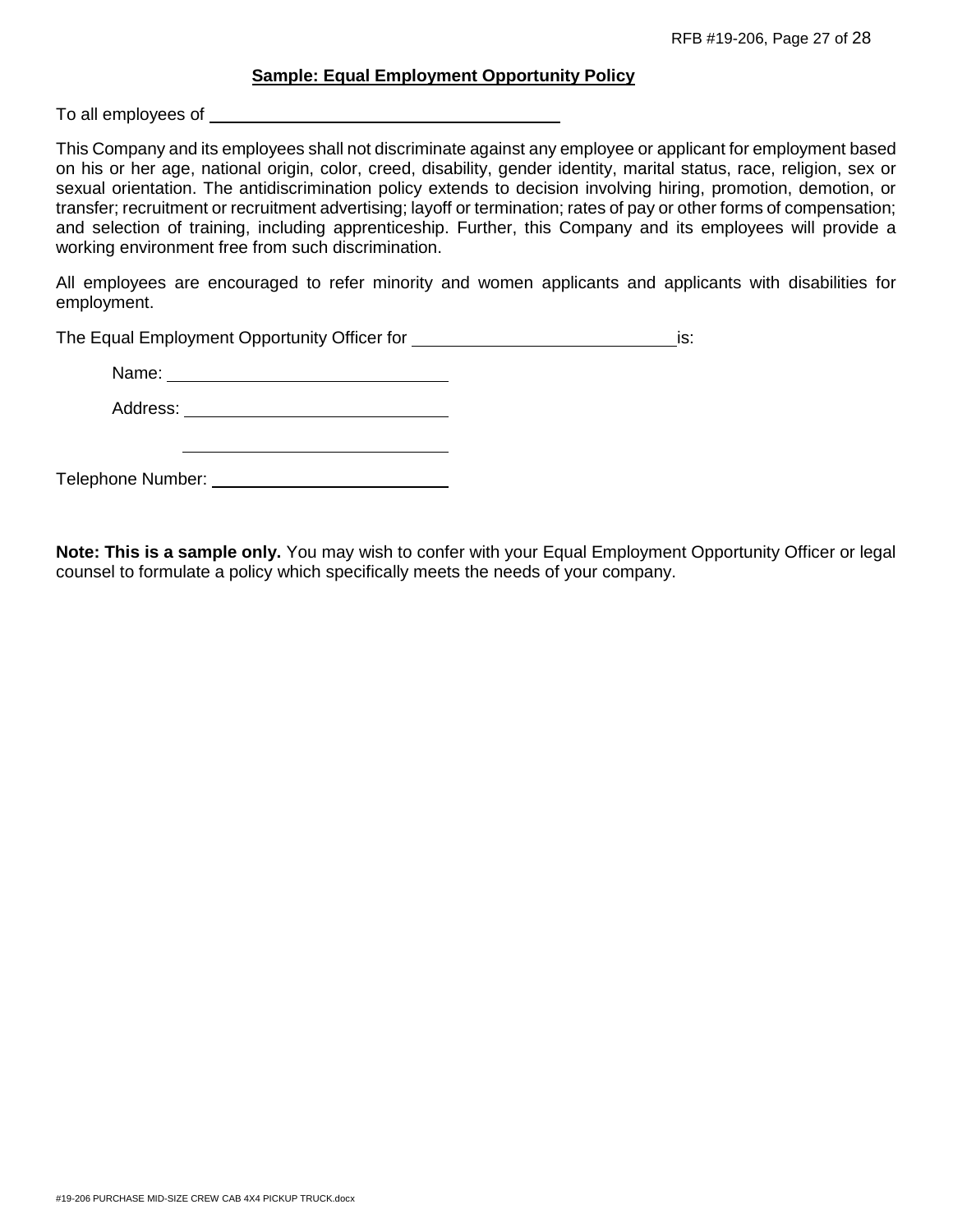## Sample: Equal Employment Opportunity Policy

To all employees of ______________________________

This Company and its employees shall not discriminate against any employee or applicant for employment based on his or her age, national origin, color, creed, disability, gender identity, marital status, race, religion, sex or sexual orientation. The antidiscrimination policy extends to decision involving hiring, promotion, demotion, or transfer; recruitment or recruitment advertising; layoff or termination; rates of pay or other forms of compensation; and selection of training, including apprenticeship. Further, this Company and its employees will provide a working environment free from such discrimination.

All employees are encouraged to refer minority and women applicants and applicants with disabilities for employment.

The Equal Employment Opportunity Officer for ______________________ is:

Name: ______________________

Address: ______________________

______________________

Telephone Number: ______________________

**Note: This is a sample only.** You may wish to confer with your Equal Employment Opportunity Officer or legal counsel to formulate a policy which specifically meets the needs of your company.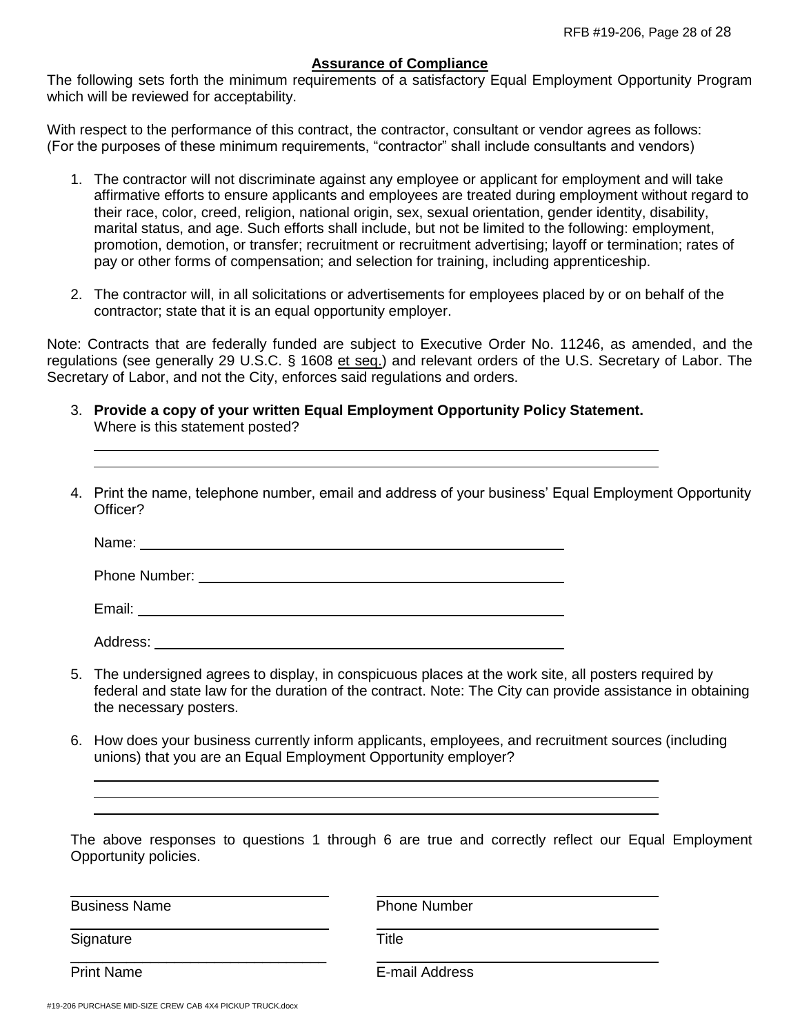## Assurance of Compliance

The following sets forth the minimum requirements of a satisfactory Equal Employment Opportunity Program which will be reviewed for acceptability.

With respect to the performance of this contract, the contractor, consultant or vendor agrees as follows: (For the purposes of these minimum requirements, "contractor" shall include consultants and vendors)

1. The contractor will not discriminate against any employee or applicant for employment and will take affirmative efforts to ensure applicants and employees are treated during employment without regard to their race, color, creed, religion, national origin, sex, sexual orientation, gender identity, disability, marital status, and age. Such efforts shall include, but not be limited to the following: employment, promotion, demotion, or transfer; recruitment or recruitment advertising; layoff or termination; rates of pay or other forms of compensation; and selection for training, including apprenticeship.

2. The contractor will, in all solicitations or advertisements for employees placed by or on behalf of the contractor; state that it is an equal opportunity employer.

Note: Contracts that are federally funded are subject to Executive Order No. 11246, as amended, and the regulations (see generally 29 U.S.C. § 1608 et seq.) and relevant orders of the U.S. Secretary of Labor. The Secretary of Labor, and not the City, enforces said regulations and orders.

3. **Provide a copy of your written Equal Employment Opportunity Policy Statement.** Where is this statement posted?

   ______________________________________________

   ______________________________________________

4. Print the name, telephone number, email and address of your business' Equal Employment Opportunity Officer?

   Name: ______________________________________________

   Phone Number: ______________________________________________

   Email: ______________________________________________

   Address: ______________________________________________

5. The undersigned agrees to display, in conspicuous places at the work site, all posters required by federal and state law for the duration of the contract. Note: The City can provide assistance in obtaining the necessary posters.

6. How does your business currently inform applicants, employees, and recruitment sources (including unions) that you are an Equal Employment Opportunity employer?

   ______________________________________________

   ______________________________________________

   ______________________________________________

The above responses to questions 1 through 6 are true and correctly reflect our Equal Employment Opportunity policies.

| | |
|---|---|
| ______________________________ | ______________________________ |
| Business Name | Phone Number |
| ______________________________ | ______________________________ |
| Signature | Title |
| ______________________________ | ______________________________ |
| Print Name | E-mail Address |

#19-206 PURCHASE MID-SIZE CREW CAB 4X4 PICKUP TRUCK.docx